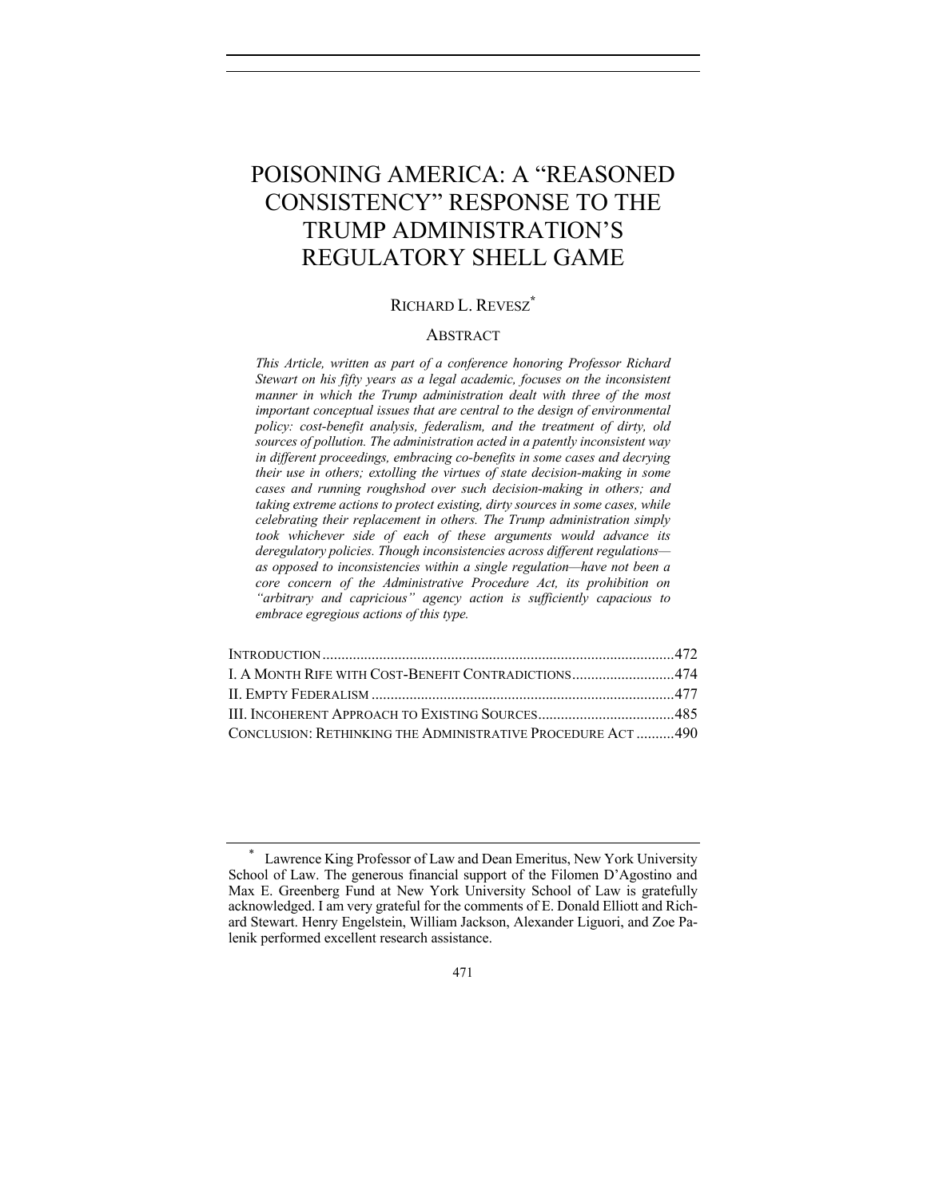# POISONING AMERICA: A "REASONED CONSISTENCY" RESPONSE TO THE TRUMP ADMINISTRATION'S REGULATORY SHELL GAME

RICHARD L. REVESZ[*]

## ABSTRACT

*This Article, written as part of a conference honoring Professor Richard Stewart on his fifty years as a legal academic, focuses on the inconsistent manner in which the Trump administration dealt with three of the most important conceptual issues that are central to the design of environmental policy: cost-benefit analysis, federalism, and the treatment of dirty, old sources of pollution. The administration acted in a patently inconsistent way in different proceedings, embracing co-benefits in some cases and decrying their use in others; extolling the virtues of state decision-making in some cases and running roughshod over such decision-making in others; and taking extreme actions to protect existing, dirty sources in some cases, while celebrating their replacement in others. The Trump administration simply took whichever side of each of these arguments would advance its deregulatory policies. Though inconsistencies across different regulations—as opposed to inconsistencies within a single regulation—have not been a core concern of the Administrative Procedure Act, its prohibition on "arbitrary and capricious" agency action is sufficiently capacious to embrace egregious actions of this type.*

| | |
|---|---|
| INTRODUCTION | 472 |
| I. A MONTH RIFE WITH COST-BENEFIT CONTRADICTIONS | 474 |
| II. EMPTY FEDERALISM | 477 |
| III. INCOHERENT APPROACH TO EXISTING SOURCES | 485 |
| CONCLUSION: RETHINKING THE ADMINISTRATIVE PROCEDURE ACT | 490 |

---

[*] Lawrence King Professor of Law and Dean Emeritus, New York University School of Law. The generous financial support of the Filomen D'Agostino and Max E. Greenberg Fund at New York University School of Law is gratefully acknowledged. I am very grateful for the comments of E. Donald Elliott and Richard Stewart. Henry Engelstein, William Jackson, Alexander Liguori, and Zoe Palenik performed excellent research assistance.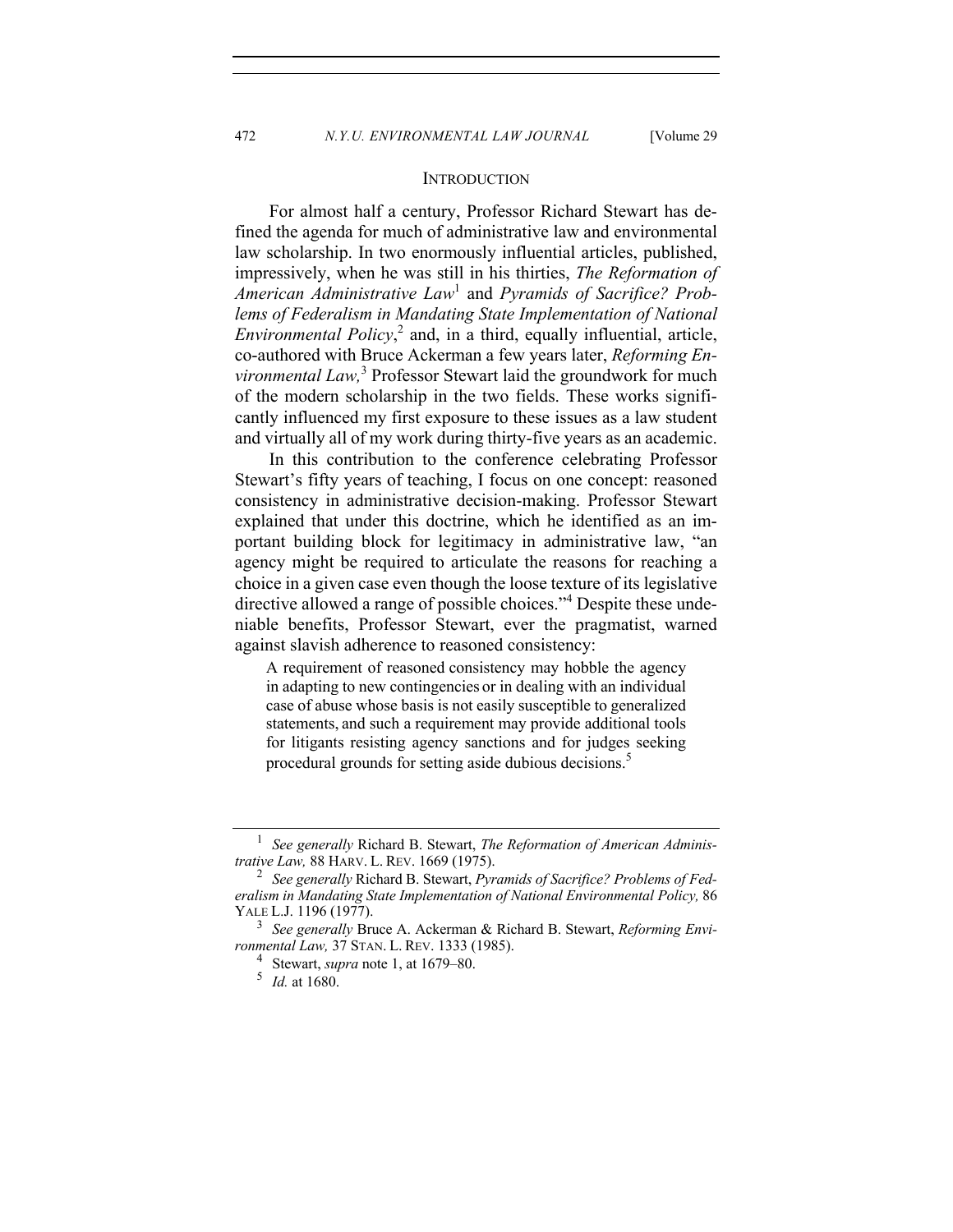## INTRODUCTION

For almost half a century, Professor Richard Stewart has defined the agenda for much of administrative law and environmental law scholarship. In two enormously influential articles, published, impressively, when he was still in his thirties, *The Reformation of American Administrative Law*[1] and *Pyramids of Sacrifice? Problems of Federalism in Mandating State Implementation of National Environmental Policy*,[2] and, in a third, equally influential, article, co-authored with Bruce Ackerman a few years later, *Reforming Environmental Law,*[3] Professor Stewart laid the groundwork for much of the modern scholarship in the two fields. These works significantly influenced my first exposure to these issues as a law student and virtually all of my work during thirty-five years as an academic.

In this contribution to the conference celebrating Professor Stewart's fifty years of teaching, I focus on one concept: reasoned consistency in administrative decision-making. Professor Stewart explained that under this doctrine, which he identified as an important building block for legitimacy in administrative law, "an agency might be required to articulate the reasons for reaching a choice in a given case even though the loose texture of its legislative directive allowed a range of possible choices."[4] Despite these undeniable benefits, Professor Stewart, ever the pragmatist, warned against slavish adherence to reasoned consistency:

> A requirement of reasoned consistency may hobble the agency in adapting to new contingencies or in dealing with an individual case of abuse whose basis is not easily susceptible to generalized statements, and such a requirement may provide additional tools for litigants resisting agency sanctions and for judges seeking procedural grounds for setting aside dubious decisions.[5]

---

[1] *See generally* Richard B. Stewart, *The Reformation of American Administrative Law,* 88 HARV. L. REV. 1669 (1975).

[2] *See generally* Richard B. Stewart, *Pyramids of Sacrifice? Problems of Federalism in Mandating State Implementation of National Environmental Policy,* 86 YALE L.J. 1196 (1977).

[3] *See generally* Bruce A. Ackerman & Richard B. Stewart, *Reforming Environmental Law,* 37 STAN. L. REV. 1333 (1985).

[4] Stewart, *supra* note 1, at 1679–80.

[5] *Id.* at 1680.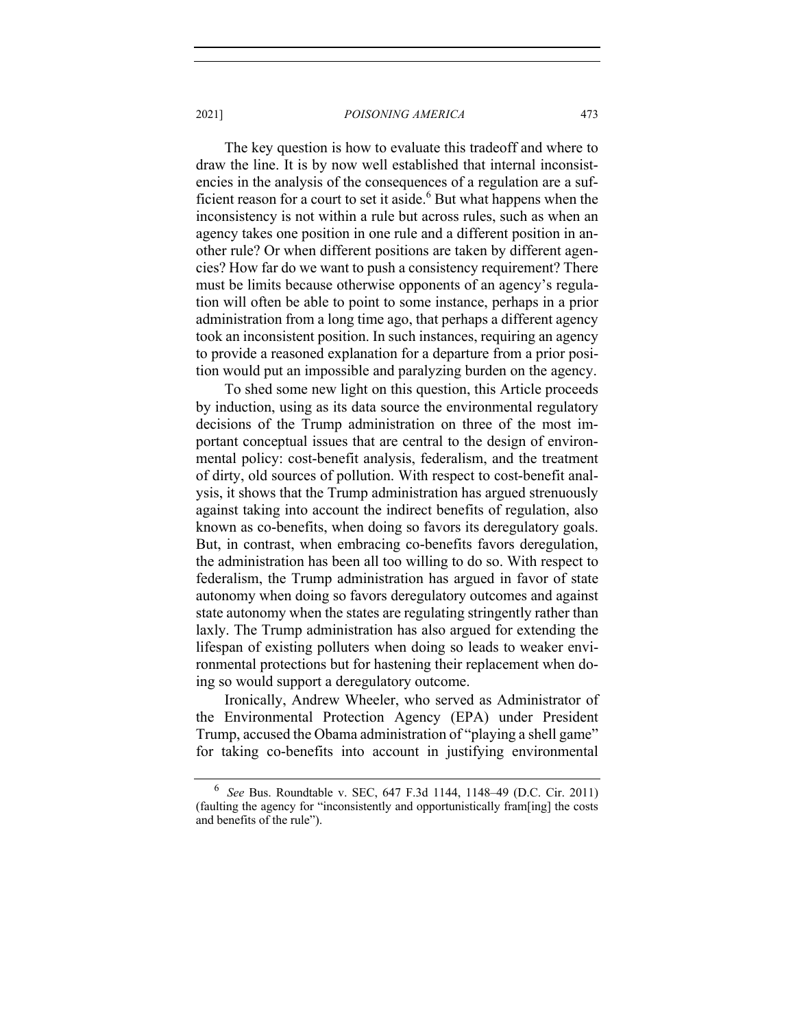The key question is how to evaluate this tradeoff and where to draw the line. It is by now well established that internal inconsistencies in the analysis of the consequences of a regulation are a sufficient reason for a court to set it aside.[6] But what happens when the inconsistency is not within a rule but across rules, such as when an agency takes one position in one rule and a different position in another rule? Or when different positions are taken by different agencies? How far do we want to push a consistency requirement? There must be limits because otherwise opponents of an agency's regulation will often be able to point to some instance, perhaps in a prior administration from a long time ago, that perhaps a different agency took an inconsistent position. In such instances, requiring an agency to provide a reasoned explanation for a departure from a prior position would put an impossible and paralyzing burden on the agency.

To shed some new light on this question, this Article proceeds by induction, using as its data source the environmental regulatory decisions of the Trump administration on three of the most important conceptual issues that are central to the design of environmental policy: cost-benefit analysis, federalism, and the treatment of dirty, old sources of pollution. With respect to cost-benefit analysis, it shows that the Trump administration has argued strenuously against taking into account the indirect benefits of regulation, also known as co-benefits, when doing so favors its deregulatory goals. But, in contrast, when embracing co-benefits favors deregulation, the administration has been all too willing to do so. With respect to federalism, the Trump administration has argued in favor of state autonomy when doing so favors deregulatory outcomes and against state autonomy when the states are regulating stringently rather than laxly. The Trump administration has also argued for extending the lifespan of existing polluters when doing so leads to weaker environmental protections but for hastening their replacement when doing so would support a deregulatory outcome.

Ironically, Andrew Wheeler, who served as Administrator of the Environmental Protection Agency (EPA) under President Trump, accused the Obama administration of "playing a shell game" for taking co-benefits into account in justifying environmental

---

[6] *See* Bus. Roundtable v. SEC, 647 F.3d 1144, 1148–49 (D.C. Cir. 2011) (faulting the agency for "inconsistently and opportunistically fram[ing] the costs and benefits of the rule").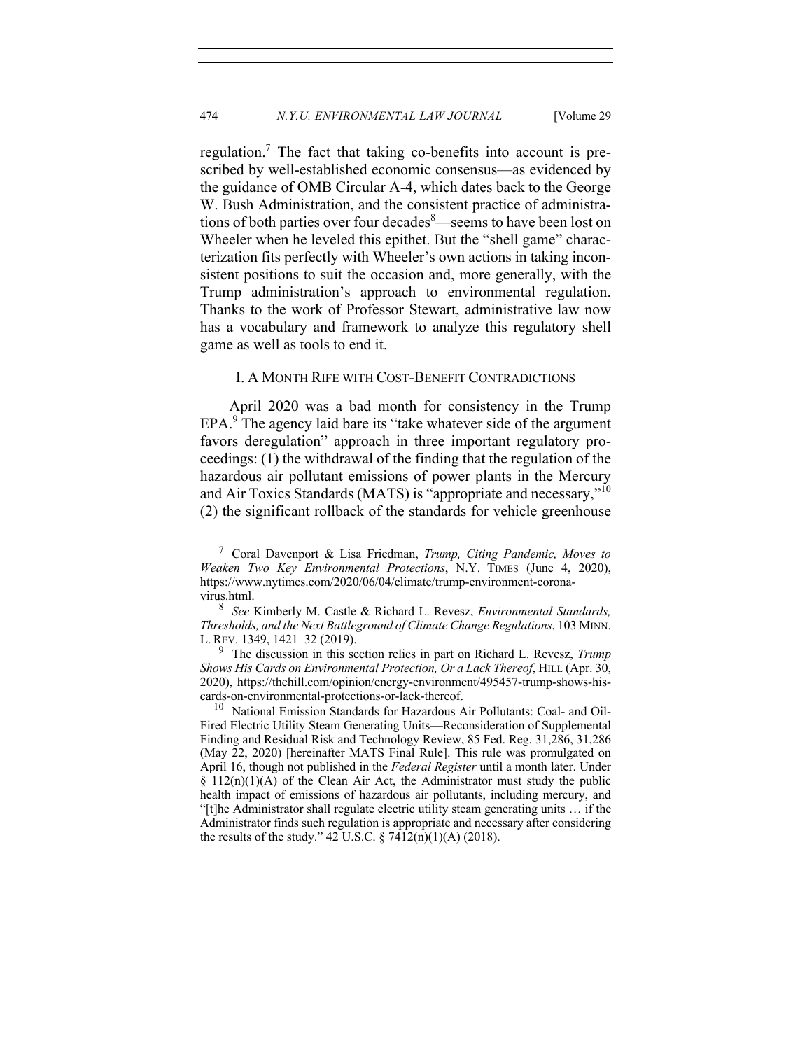regulation.[7] The fact that taking co-benefits into account is prescribed by well-established economic consensus—as evidenced by the guidance of OMB Circular A-4, which dates back to the George W. Bush Administration, and the consistent practice of administrations of both parties over four decades[8]—seems to have been lost on Wheeler when he leveled this epithet. But the "shell game" characterization fits perfectly with Wheeler's own actions in taking inconsistent positions to suit the occasion and, more generally, with the Trump administration's approach to environmental regulation. Thanks to the work of Professor Stewart, administrative law now has a vocabulary and framework to analyze this regulatory shell game as well as tools to end it.

## I. A Month Rife with Cost-Benefit Contradictions

April 2020 was a bad month for consistency in the Trump EPA.[9] The agency laid bare its "take whatever side of the argument favors deregulation" approach in three important regulatory proceedings: (1) the withdrawal of the finding that the regulation of the hazardous air pollutant emissions of power plants in the Mercury and Air Toxics Standards (MATS) is "appropriate and necessary,"[10] (2) the significant rollback of the standards for vehicle greenhouse

---

[7] Coral Davenport & Lisa Friedman, *Trump, Citing Pandemic, Moves to Weaken Two Key Environmental Protections*, N.Y. TIMES (June 4, 2020), https://www.nytimes.com/2020/06/04/climate/trump-environment-coronavirus.html.

[8] *See* Kimberly M. Castle & Richard L. Revesz, *Environmental Standards, Thresholds, and the Next Battleground of Climate Change Regulations*, 103 MINN. L. REV. 1349, 1421–32 (2019).

[9] The discussion in this section relies in part on Richard L. Revesz, *Trump Shows His Cards on Environmental Protection, Or a Lack Thereof*, HILL (Apr. 30, 2020), https://thehill.com/opinion/energy-environment/495457-trump-shows-his-cards-on-environmental-protections-or-lack-thereof.

[10] National Emission Standards for Hazardous Air Pollutants: Coal- and Oil-Fired Electric Utility Steam Generating Units—Reconsideration of Supplemental Finding and Residual Risk and Technology Review, 85 Fed. Reg. 31,286, 31,286 (May 22, 2020) [hereinafter MATS Final Rule]. This rule was promulgated on April 16, though not published in the *Federal Register* until a month later. Under § 112(n)(1)(A) of the Clean Air Act, the Administrator must study the public health impact of emissions of hazardous air pollutants, including mercury, and "[t]he Administrator shall regulate electric utility steam generating units … if the Administrator finds such regulation is appropriate and necessary after considering the results of the study." 42 U.S.C. § 7412(n)(1)(A) (2018).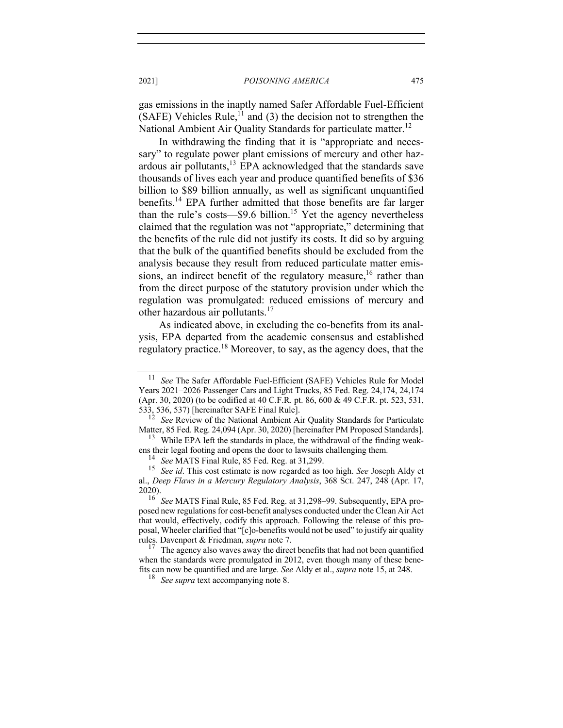gas emissions in the inaptly named Safer Affordable Fuel-Efficient (SAFE) Vehicles Rule,[11] and (3) the decision not to strengthen the National Ambient Air Quality Standards for particulate matter.[12]

In withdrawing the finding that it is "appropriate and necessary" to regulate power plant emissions of mercury and other hazardous air pollutants,[13] EPA acknowledged that the standards save thousands of lives each year and produce quantified benefits of $36 billion to $89 billion annually, as well as significant unquantified benefits.[14] EPA further admitted that those benefits are far larger than the rule's costs—$9.6 billion.[15] Yet the agency nevertheless claimed that the regulation was not "appropriate," determining that the benefits of the rule did not justify its costs. It did so by arguing that the bulk of the quantified benefits should be excluded from the analysis because they result from reduced particulate matter emissions, an indirect benefit of the regulatory measure,[16] rather than from the direct purpose of the statutory provision under which the regulation was promulgated: reduced emissions of mercury and other hazardous air pollutants.[17]

As indicated above, in excluding the co-benefits from its analysis, EPA departed from the academic consensus and established regulatory practice.[18] Moreover, to say, as the agency does, that the

---

[11] *See* The Safer Affordable Fuel-Efficient (SAFE) Vehicles Rule for Model Years 2021–2026 Passenger Cars and Light Trucks, 85 Fed. Reg. 24,174, 24,174 (Apr. 30, 2020) (to be codified at 40 C.F.R. pt. 86, 600 & 49 C.F.R. pt. 523, 531, 533, 536, 537) [hereinafter SAFE Final Rule].

[12] *See* Review of the National Ambient Air Quality Standards for Particulate Matter, 85 Fed. Reg. 24,094 (Apr. 30, 2020) [hereinafter PM Proposed Standards].

[13] While EPA left the standards in place, the withdrawal of the finding weakens their legal footing and opens the door to lawsuits challenging them.

[14] *See* MATS Final Rule, 85 Fed. Reg. at 31,299.

[15] *See id*. This cost estimate is now regarded as too high. *See* Joseph Aldy et al., *Deep Flaws in a Mercury Regulatory Analysis*, 368 SCI. 247, 248 (Apr. 17, 2020).

[16] *See* MATS Final Rule, 85 Fed. Reg. at 31,298–99. Subsequently, EPA proposed new regulations for cost-benefit analyses conducted under the Clean Air Act that would, effectively, codify this approach. Following the release of this proposal, Wheeler clarified that "[c]o-benefits would not be used" to justify air quality rules. Davenport & Friedman, *supra* note 7.

[17] The agency also waves away the direct benefits that had not been quantified when the standards were promulgated in 2012, even though many of these benefits can now be quantified and are large. *See* Aldy et al., *supra* note 15, at 248.

[18] *See supra* text accompanying note 8.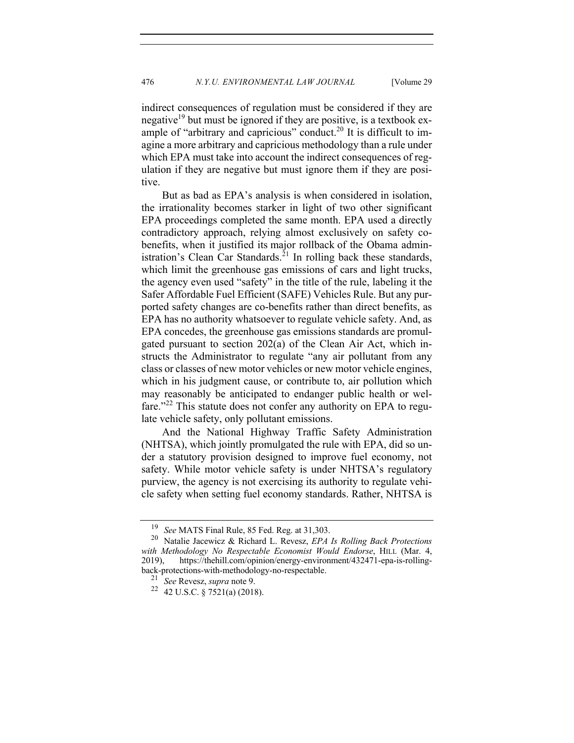indirect consequences of regulation must be considered if they are negative[19] but must be ignored if they are positive, is a textbook example of "arbitrary and capricious" conduct.[20] It is difficult to imagine a more arbitrary and capricious methodology than a rule under which EPA must take into account the indirect consequences of regulation if they are negative but must ignore them if they are positive.

But as bad as EPA's analysis is when considered in isolation, the irrationality becomes starker in light of two other significant EPA proceedings completed the same month. EPA used a directly contradictory approach, relying almost exclusively on safety co-benefits, when it justified its major rollback of the Obama administration's Clean Car Standards.[21] In rolling back these standards, which limit the greenhouse gas emissions of cars and light trucks, the agency even used "safety" in the title of the rule, labeling it the Safer Affordable Fuel Efficient (SAFE) Vehicles Rule. But any purported safety changes are co-benefits rather than direct benefits, as EPA has no authority whatsoever to regulate vehicle safety. And, as EPA concedes, the greenhouse gas emissions standards are promulgated pursuant to section 202(a) of the Clean Air Act, which instructs the Administrator to regulate "any air pollutant from any class or classes of new motor vehicles or new motor vehicle engines, which in his judgment cause, or contribute to, air pollution which may reasonably be anticipated to endanger public health or welfare."[22] This statute does not confer any authority on EPA to regulate vehicle safety, only pollutant emissions.

And the National Highway Traffic Safety Administration (NHTSA), which jointly promulgated the rule with EPA, did so under a statutory provision designed to improve fuel economy, not safety. While motor vehicle safety is under NHTSA's regulatory purview, the agency is not exercising its authority to regulate vehicle safety when setting fuel economy standards. Rather, NHTSA is

---

[19] *See* MATS Final Rule, 85 Fed. Reg. at 31,303.

[20] Natalie Jacewicz & Richard L. Revesz, *EPA Is Rolling Back Protections with Methodology No Respectable Economist Would Endorse*, HILL (Mar. 4, 2019), https://thehill.com/opinion/energy-environment/432471-epa-is-rolling-back-protections-with-methodology-no-respectable.

[21] *See* Revesz, *supra* note 9.

[22] 42 U.S.C. § 7521(a) (2018).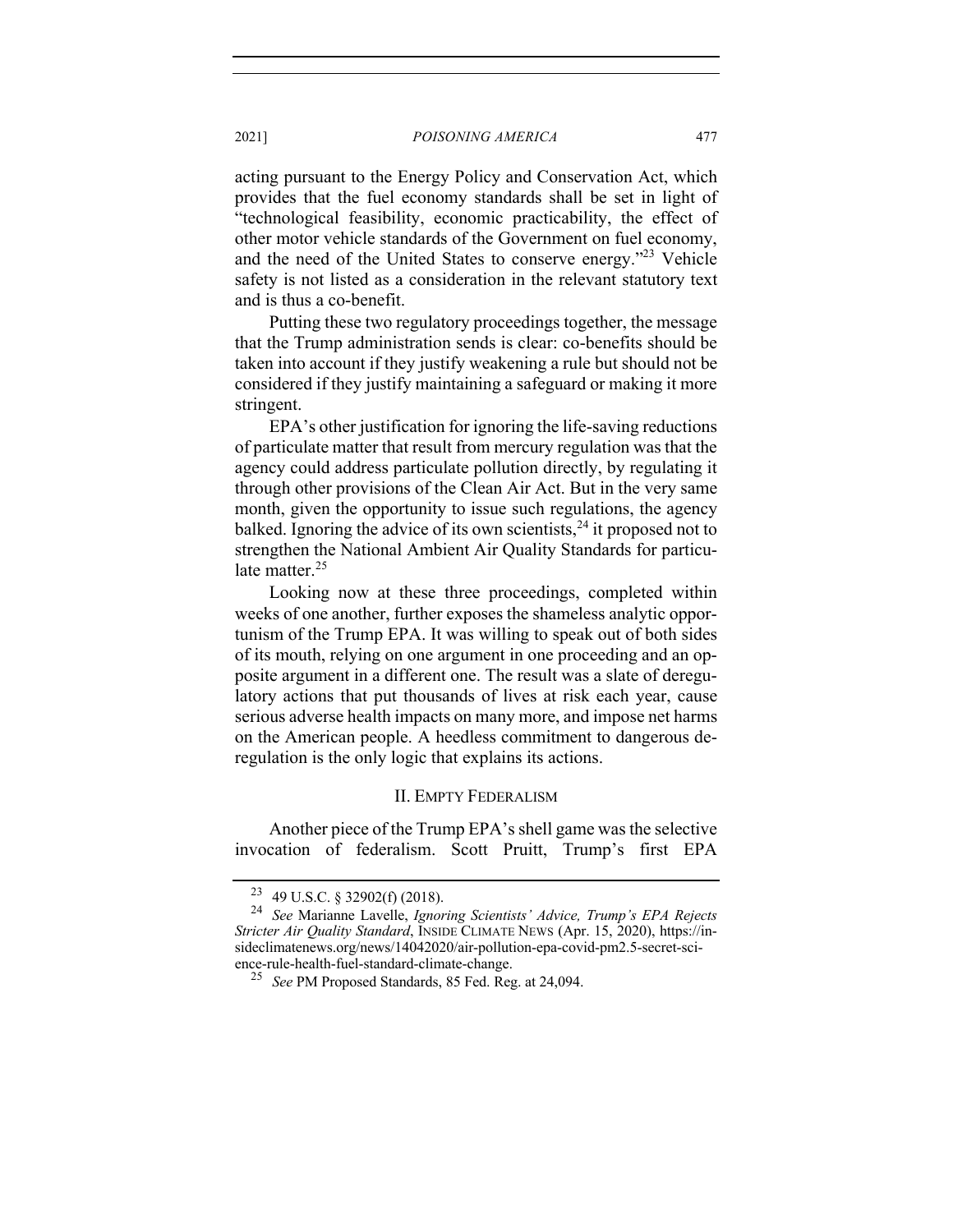acting pursuant to the Energy Policy and Conservation Act, which provides that the fuel economy standards shall be set in light of "technological feasibility, economic practicability, the effect of other motor vehicle standards of the Government on fuel economy, and the need of the United States to conserve energy."[23] Vehicle safety is not listed as a consideration in the relevant statutory text and is thus a co-benefit.

Putting these two regulatory proceedings together, the message that the Trump administration sends is clear: co-benefits should be taken into account if they justify weakening a rule but should not be considered if they justify maintaining a safeguard or making it more stringent.

EPA's other justification for ignoring the life-saving reductions of particulate matter that result from mercury regulation was that the agency could address particulate pollution directly, by regulating it through other provisions of the Clean Air Act. But in the very same month, given the opportunity to issue such regulations, the agency balked. Ignoring the advice of its own scientists,[24] it proposed not to strengthen the National Ambient Air Quality Standards for particulate matter.[25]

Looking now at these three proceedings, completed within weeks of one another, further exposes the shameless analytic opportunism of the Trump EPA. It was willing to speak out of both sides of its mouth, relying on one argument in one proceeding and an opposite argument in a different one. The result was a slate of deregulatory actions that put thousands of lives at risk each year, cause serious adverse health impacts on many more, and impose net harms on the American people. A heedless commitment to dangerous deregulation is the only logic that explains its actions.

## II. Empty Federalism

Another piece of the Trump EPA's shell game was the selective invocation of federalism. Scott Pruitt, Trump's first EPA

---

[23] 49 U.S.C. § 32902(f) (2018).

[24] *See* Marianne Lavelle, *Ignoring Scientists' Advice, Trump's EPA Rejects Stricter Air Quality Standard*, Inside Climate News (Apr. 15, 2020), https://insideclimatenews.org/news/14042020/air-pollution-epa-covid-pm2.5-secret-science-rule-health-fuel-standard-climate-change.

[25] *See* PM Proposed Standards, 85 Fed. Reg. at 24,094.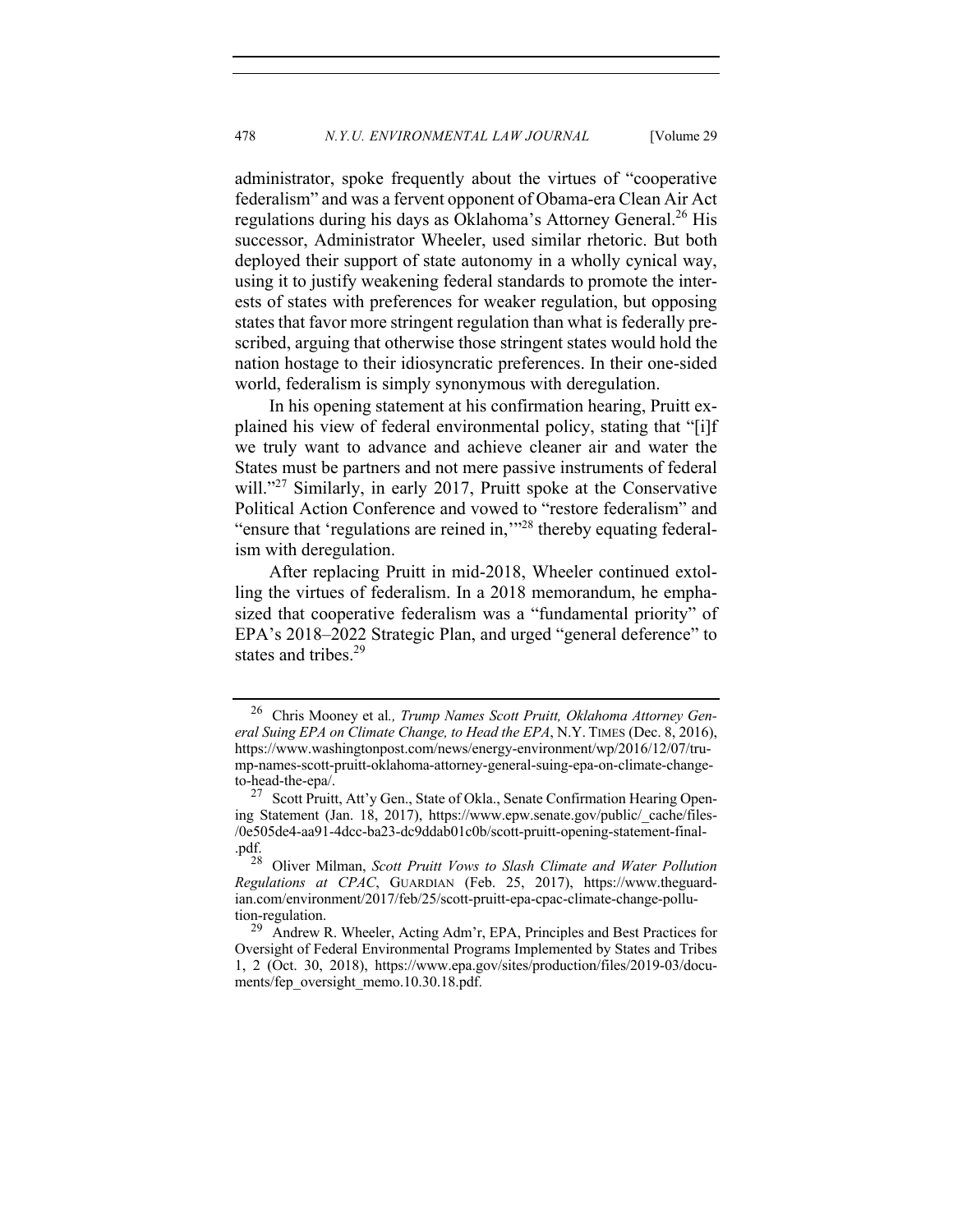administrator, spoke frequently about the virtues of "cooperative federalism" and was a fervent opponent of Obama-era Clean Air Act regulations during his days as Oklahoma's Attorney General.[26] His successor, Administrator Wheeler, used similar rhetoric. But both deployed their support of state autonomy in a wholly cynical way, using it to justify weakening federal standards to promote the interests of states with preferences for weaker regulation, but opposing states that favor more stringent regulation than what is federally prescribed, arguing that otherwise those stringent states would hold the nation hostage to their idiosyncratic preferences. In their one-sided world, federalism is simply synonymous with deregulation.

In his opening statement at his confirmation hearing, Pruitt explained his view of federal environmental policy, stating that "[i]f we truly want to advance and achieve cleaner air and water the States must be partners and not mere passive instruments of federal will."[27] Similarly, in early 2017, Pruitt spoke at the Conservative Political Action Conference and vowed to "restore federalism" and "ensure that 'regulations are reined in,'"[28] thereby equating federalism with deregulation.

After replacing Pruitt in mid-2018, Wheeler continued extolling the virtues of federalism. In a 2018 memorandum, he emphasized that cooperative federalism was a "fundamental priority" of EPA's 2018–2022 Strategic Plan, and urged "general deference" to states and tribes.[29]

---

[26] Chris Mooney et al*., Trump Names Scott Pruitt, Oklahoma Attorney General Suing EPA on Climate Change, to Head the EPA*, N.Y. TIMES (Dec. 8, 2016), https://www.washingtonpost.com/news/energy-environment/wp/2016/12/07/trump-names-scott-pruitt-oklahoma-attorney-general-suing-epa-on-climate-change-to-head-the-epa/.

[27] Scott Pruitt, Att'y Gen., State of Okla., Senate Confirmation Hearing Opening Statement (Jan. 18, 2017), https://www.epw.senate.gov/public/_cache/files/0e505de4-aa91-4dcc-ba23-dc9ddab01c0b/scott-pruitt-opening-statement-final.pdf.

[28] Oliver Milman, *Scott Pruitt Vows to Slash Climate and Water Pollution Regulations at CPAC*, GUARDIAN (Feb. 25, 2017), https://www.theguardian.com/environment/2017/feb/25/scott-pruitt-epa-cpac-climate-change-pollution-regulation.

[29] Andrew R. Wheeler, Acting Adm'r, EPA, Principles and Best Practices for Oversight of Federal Environmental Programs Implemented by States and Tribes 1, 2 (Oct. 30, 2018), https://www.epa.gov/sites/production/files/2019-03/documents/fep_oversight_memo.10.30.18.pdf.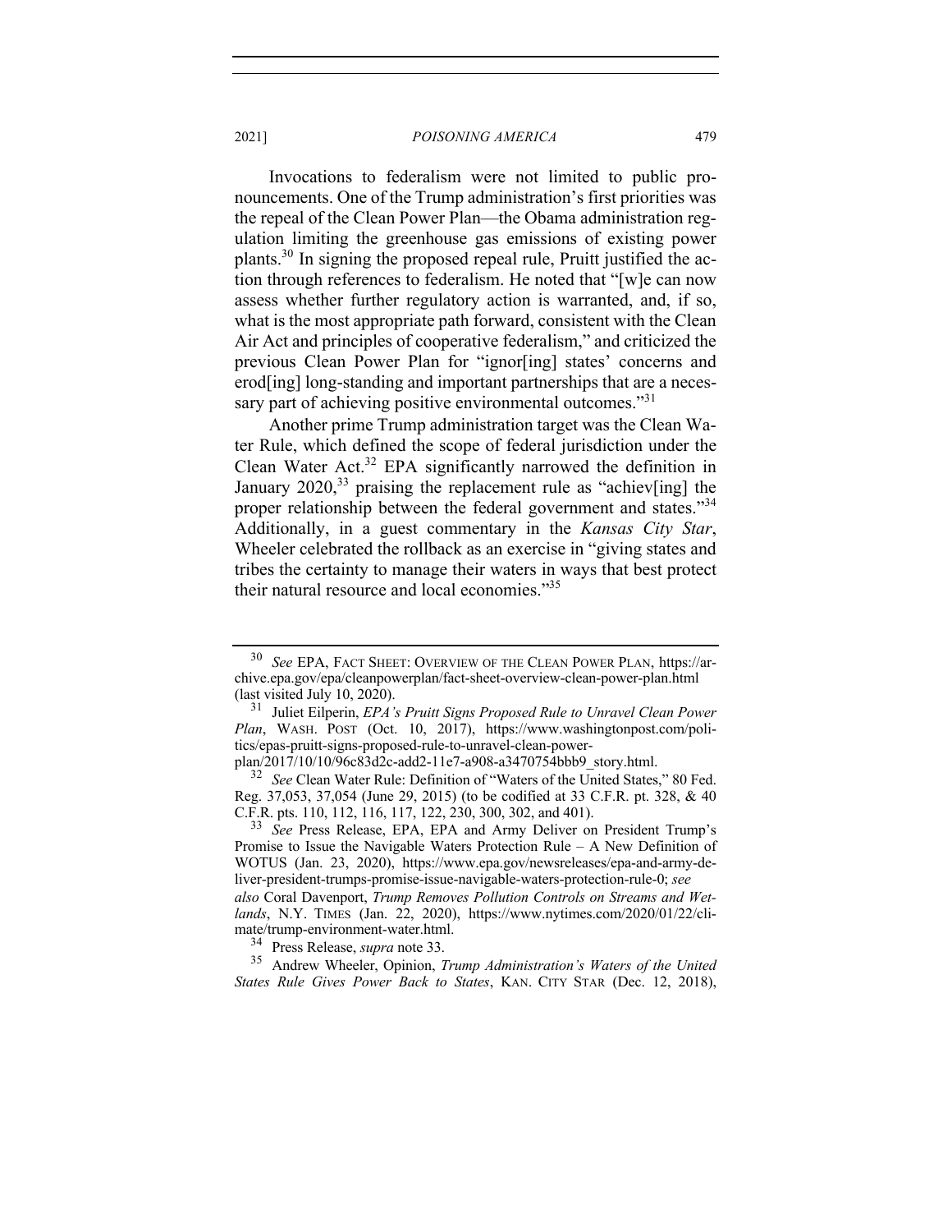Invocations to federalism were not limited to public pronouncements. One of the Trump administration's first priorities was the repeal of the Clean Power Plan—the Obama administration regulation limiting the greenhouse gas emissions of existing power plants.[30] In signing the proposed repeal rule, Pruitt justified the action through references to federalism. He noted that "[w]e can now assess whether further regulatory action is warranted, and, if so, what is the most appropriate path forward, consistent with the Clean Air Act and principles of cooperative federalism," and criticized the previous Clean Power Plan for "ignor[ing] states' concerns and erod[ing] long-standing and important partnerships that are a necessary part of achieving positive environmental outcomes."[31]

Another prime Trump administration target was the Clean Water Rule, which defined the scope of federal jurisdiction under the Clean Water Act.[32] EPA significantly narrowed the definition in January 2020,[33] praising the replacement rule as "achiev[ing] the proper relationship between the federal government and states."[34] Additionally, in a guest commentary in the *Kansas City Star*, Wheeler celebrated the rollback as an exercise in "giving states and tribes the certainty to manage their waters in ways that best protect their natural resource and local economies."[35]

---

[30] *See* EPA, FACT SHEET: OVERVIEW OF THE CLEAN POWER PLAN, https://archive.epa.gov/epa/cleanpowerplan/fact-sheet-overview-clean-power-plan.html (last visited July 10, 2020).

[31] Juliet Eilperin, *EPA's Pruitt Signs Proposed Rule to Unravel Clean Power Plan*, WASH. POST (Oct. 10, 2017), https://www.washingtonpost.com/politics/epas-pruitt-signs-proposed-rule-to-unravel-clean-power-plan/2017/10/10/96c83d2c-add2-11e7-a908-a3470754bbb9_story.html.

[32] *See* Clean Water Rule: Definition of "Waters of the United States," 80 Fed. Reg. 37,053, 37,054 (June 29, 2015) (to be codified at 33 C.F.R. pt. 328, & 40 C.F.R. pts. 110, 112, 116, 117, 122, 230, 300, 302, and 401).

[33] *See* Press Release, EPA, EPA and Army Deliver on President Trump's Promise to Issue the Navigable Waters Protection Rule – A New Definition of WOTUS (Jan. 23, 2020), https://www.epa.gov/newsreleases/epa-and-army-deliver-president-trumps-promise-issue-navigable-waters-protection-rule-0; *see also* Coral Davenport, *Trump Removes Pollution Controls on Streams and Wetlands*, N.Y. TIMES (Jan. 22, 2020), https://www.nytimes.com/2020/01/22/climate/trump-environment-water.html.

[34] Press Release, *supra* note 33.

[35] Andrew Wheeler, Opinion, *Trump Administration's Waters of the United States Rule Gives Power Back to States*, KAN. CITY STAR (Dec. 12, 2018),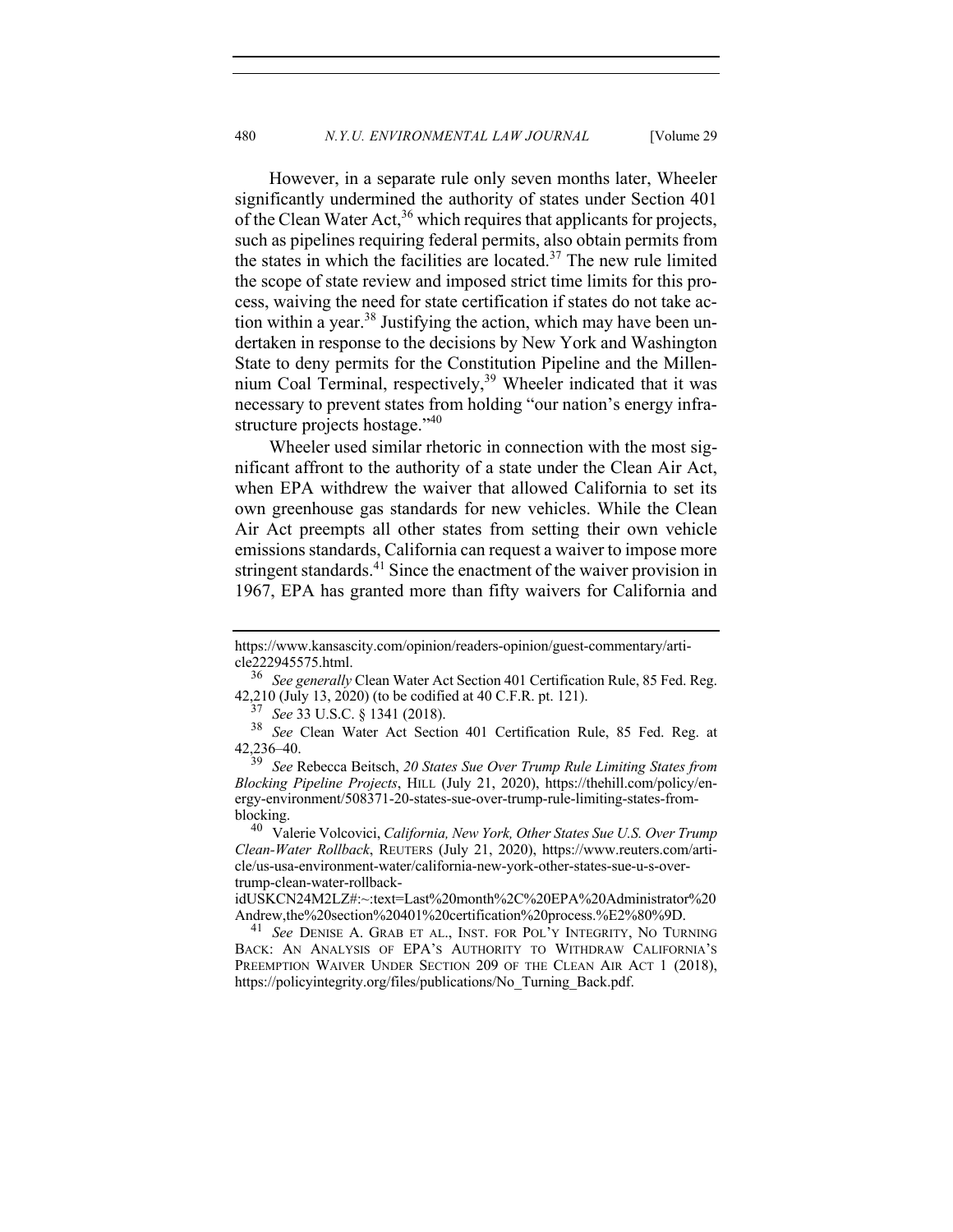However, in a separate rule only seven months later, Wheeler significantly undermined the authority of states under Section 401 of the Clean Water Act,[36] which requires that applicants for projects, such as pipelines requiring federal permits, also obtain permits from the states in which the facilities are located.[37] The new rule limited the scope of state review and imposed strict time limits for this process, waiving the need for state certification if states do not take action within a year.[38] Justifying the action, which may have been undertaken in response to the decisions by New York and Washington State to deny permits for the Constitution Pipeline and the Millennium Coal Terminal, respectively,[39] Wheeler indicated that it was necessary to prevent states from holding "our nation's energy infrastructure projects hostage."[40]

Wheeler used similar rhetoric in connection with the most significant affront to the authority of a state under the Clean Air Act, when EPA withdrew the waiver that allowed California to set its own greenhouse gas standards for new vehicles. While the Clean Air Act preempts all other states from setting their own vehicle emissions standards, California can request a waiver to impose more stringent standards.[41] Since the enactment of the waiver provision in 1967, EPA has granted more than fifty waivers for California and

---

https://www.kansascity.com/opinion/readers-opinion/guest-commentary/article222945575.html.

[36] *See generally* Clean Water Act Section 401 Certification Rule, 85 Fed. Reg. 42,210 (July 13, 2020) (to be codified at 40 C.F.R. pt. 121).

[37] *See* 33 U.S.C. § 1341 (2018).

[38] *See* Clean Water Act Section 401 Certification Rule, 85 Fed. Reg. at 42,236–40.

[39] *See* Rebecca Beitsch, *20 States Sue Over Trump Rule Limiting States from Blocking Pipeline Projects*, HILL (July 21, 2020), https://thehill.com/policy/energy-environment/508371-20-states-sue-over-trump-rule-limiting-states-from-blocking.

[40] Valerie Volcovici, *California, New York, Other States Sue U.S. Over Trump Clean-Water Rollback*, REUTERS (July 21, 2020), https://www.reuters.com/article/us-usa-environment-water/california-new-york-other-states-sue-u-s-over-trump-clean-water-rollback-idUSKCN24M2LZ#:~:text=Last%20month%2C%20EPA%20Administrator%20Andrew,the%20section%20401%20certification%20process.%E2%80%9D.

[41] *See* DENISE A. GRAB ET AL., INST. FOR POL'Y INTEGRITY, NO TURNING BACK: AN ANALYSIS OF EPA'S AUTHORITY TO WITHDRAW CALIFORNIA'S PREEMPTION WAIVER UNDER SECTION 209 OF THE CLEAN AIR ACT 1 (2018), https://policyintegrity.org/files/publications/No_Turning_Back.pdf.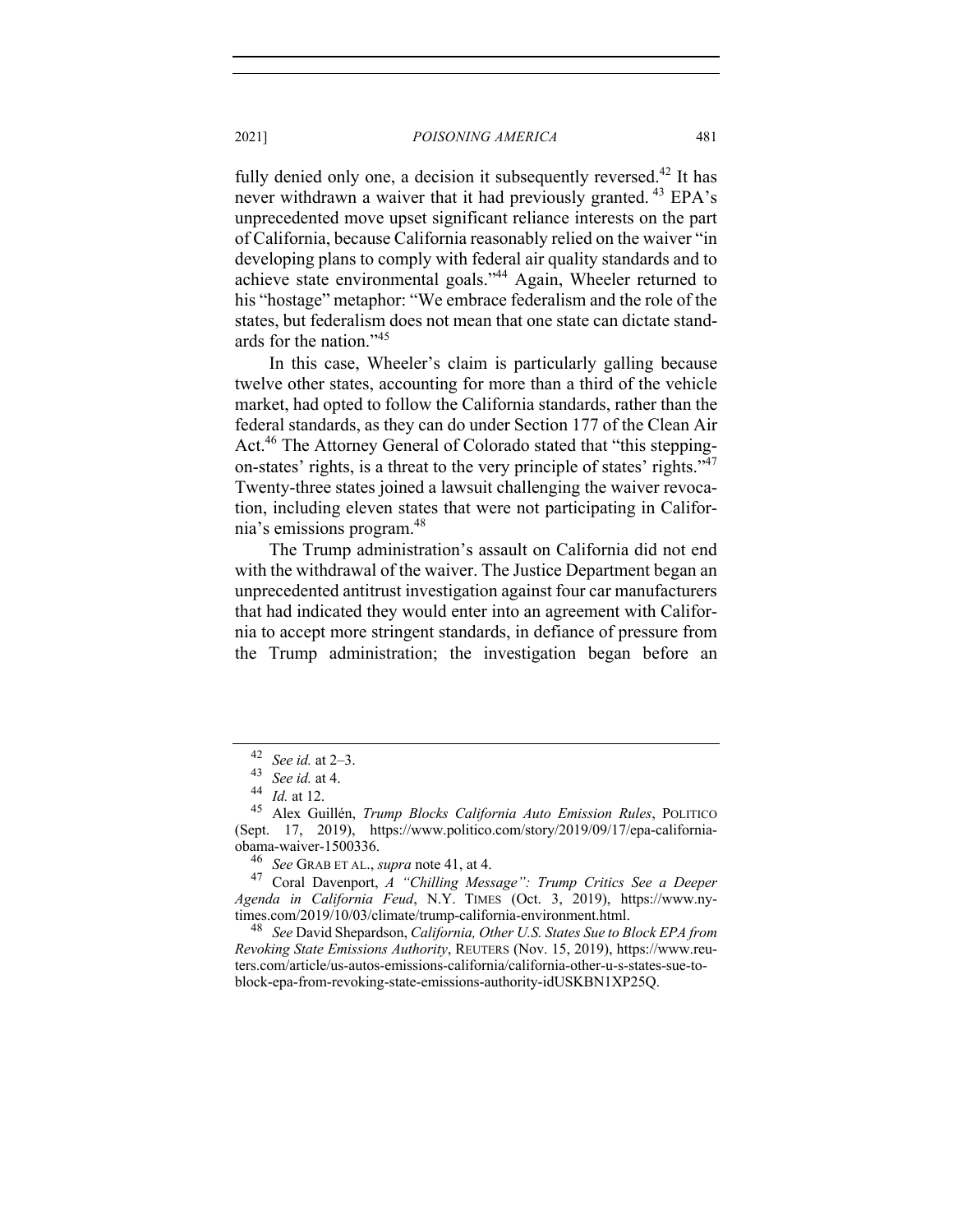fully denied only one, a decision it subsequently reversed.[42] It has never withdrawn a waiver that it had previously granted.[43] EPA's unprecedented move upset significant reliance interests on the part of California, because California reasonably relied on the waiver "in developing plans to comply with federal air quality standards and to achieve state environmental goals."[44] Again, Wheeler returned to his "hostage" metaphor: "We embrace federalism and the role of the states, but federalism does not mean that one state can dictate standards for the nation."[45]

In this case, Wheeler's claim is particularly galling because twelve other states, accounting for more than a third of the vehicle market, had opted to follow the California standards, rather than the federal standards, as they can do under Section 177 of the Clean Air Act.[46] The Attorney General of Colorado stated that "this stepping-on-states' rights, is a threat to the very principle of states' rights."[47] Twenty-three states joined a lawsuit challenging the waiver revocation, including eleven states that were not participating in California's emissions program.[48]

The Trump administration's assault on California did not end with the withdrawal of the waiver. The Justice Department began an unprecedented antitrust investigation against four car manufacturers that had indicated they would enter into an agreement with California to accept more stringent standards, in defiance of pressure from the Trump administration; the investigation began before an

---

[42] *See id.* at 2–3.

[43] *See id.* at 4.

[44] *Id.* at 12.

[45] Alex Guillén, *Trump Blocks California Auto Emission Rules*, POLITICO (Sept. 17, 2019), https://www.politico.com/story/2019/09/17/epa-california-obama-waiver-1500336.

[46] *See* GRAB ET AL., *supra* note 41, at 4.

[47] Coral Davenport, *A "Chilling Message": Trump Critics See a Deeper Agenda in California Feud*, N.Y. TIMES (Oct. 3, 2019), https://www.nytimes.com/2019/10/03/climate/trump-california-environment.html.

[48] *See* David Shepardson, *California, Other U.S. States Sue to Block EPA from Revoking State Emissions Authority*, REUTERS (Nov. 15, 2019), https://www.reuters.com/article/us-autos-emissions-california/california-other-u-s-states-sue-to-block-epa-from-revoking-state-emissions-authority-idUSKBN1XP25Q.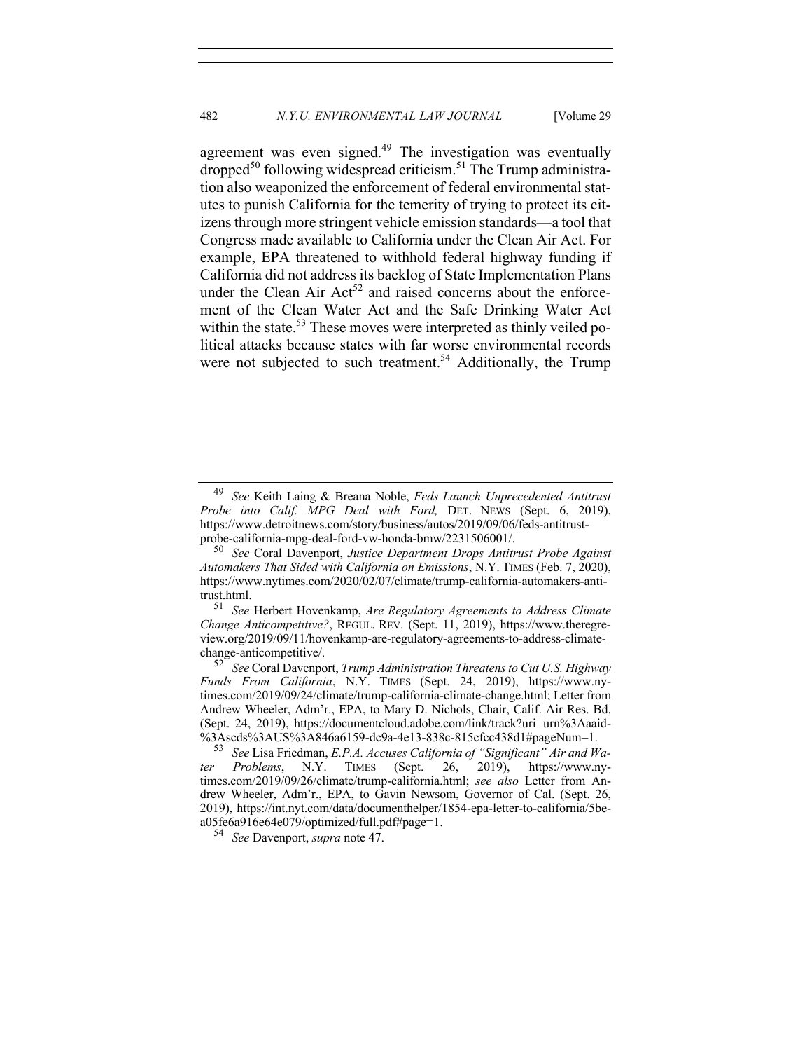agreement was even signed.[49] The investigation was eventually dropped[50] following widespread criticism.[51] The Trump administration also weaponized the enforcement of federal environmental statutes to punish California for the temerity of trying to protect its citizens through more stringent vehicle emission standards—a tool that Congress made available to California under the Clean Air Act. For example, EPA threatened to withhold federal highway funding if California did not address its backlog of State Implementation Plans under the Clean Air Act[52] and raised concerns about the enforcement of the Clean Water Act and the Safe Drinking Water Act within the state.[53] These moves were interpreted as thinly veiled political attacks because states with far worse environmental records were not subjected to such treatment.[54] Additionally, the Trump

---

[49] *See* Keith Laing & Breana Noble, *Feds Launch Unprecedented Antitrust Probe into Calif. MPG Deal with Ford,* DET. NEWS (Sept. 6, 2019), https://www.detroitnews.com/story/business/autos/2019/09/06/feds-antitrust-probe-california-mpg-deal-ford-vw-honda-bmw/2231506001/.

[50] *See* Coral Davenport, *Justice Department Drops Antitrust Probe Against Automakers That Sided with California on Emissions*, N.Y. TIMES (Feb. 7, 2020), https://www.nytimes.com/2020/02/07/climate/trump-california-automakers-antitrust.html.

[51] *See* Herbert Hovenkamp, *Are Regulatory Agreements to Address Climate Change Anticompetitive?*, REGUL. REV. (Sept. 11, 2019), https://www.theregreview.org/2019/09/11/hovenkamp-are-regulatory-agreements-to-address-climate-change-anticompetitive/.

[52] *See* Coral Davenport, *Trump Administration Threatens to Cut U.S. Highway Funds From California*, N.Y. TIMES (Sept. 24, 2019), https://www.nytimes.com/2019/09/24/climate/trump-california-climate-change.html; Letter from Andrew Wheeler, Adm'r., EPA, to Mary D. Nichols, Chair, Calif. Air Res. Bd. (Sept. 24, 2019), https://documentcloud.adobe.com/link/track?uri=urn%3Aaaid-%3Ascds%3AUS%3A846a6159-dc9a-4e13-838c-815cfcc438d1#pageNum=1.

[53] *See* Lisa Friedman, *E.P.A. Accuses California of "Significant" Air and Water Problems*, N.Y. TIMES (Sept. 26, 2019), https://www.nytimes.com/2019/09/26/climate/trump-california.html; *see also* Letter from Andrew Wheeler, Adm'r., EPA, to Gavin Newsom, Governor of Cal. (Sept. 26, 2019), https://int.nyt.com/data/documenthelper/1854-epa-letter-to-california/5bea05fe6a916e64e079/optimized/full.pdf#page=1.

[54] *See* Davenport, *supra* note 47.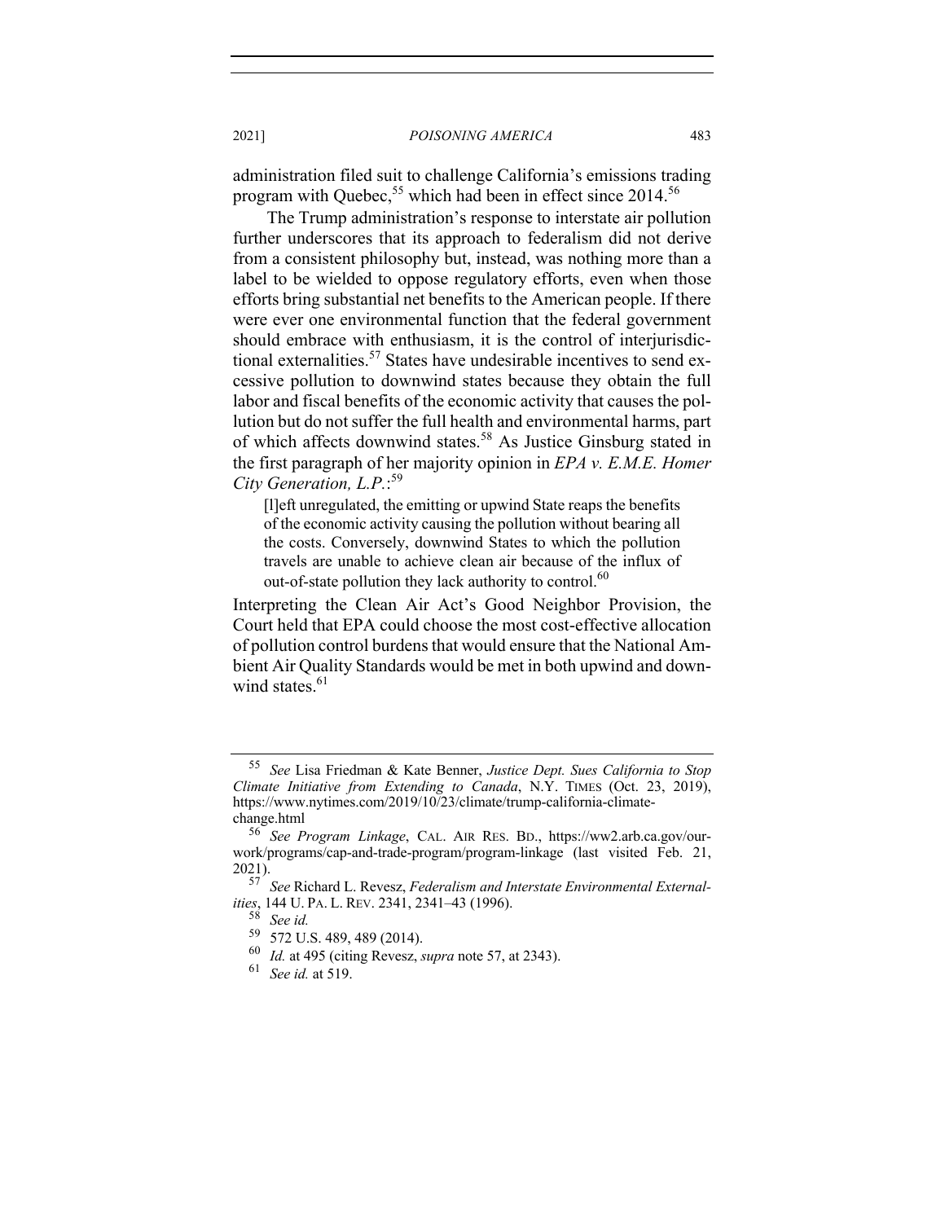administration filed suit to challenge California's emissions trading program with Quebec,[55] which had been in effect since 2014.[56]

The Trump administration's response to interstate air pollution further underscores that its approach to federalism did not derive from a consistent philosophy but, instead, was nothing more than a label to be wielded to oppose regulatory efforts, even when those efforts bring substantial net benefits to the American people. If there were ever one environmental function that the federal government should embrace with enthusiasm, it is the control of interjurisdictional externalities.[57] States have undesirable incentives to send excessive pollution to downwind states because they obtain the full labor and fiscal benefits of the economic activity that causes the pollution but do not suffer the full health and environmental harms, part of which affects downwind states.[58] As Justice Ginsburg stated in the first paragraph of her majority opinion in *EPA v. E.M.E. Homer City Generation, L.P.*:[59]

> [l]eft unregulated, the emitting or upwind State reaps the benefits of the economic activity causing the pollution without bearing all the costs. Conversely, downwind States to which the pollution travels are unable to achieve clean air because of the influx of out-of-state pollution they lack authority to control.[60]

Interpreting the Clean Air Act's Good Neighbor Provision, the Court held that EPA could choose the most cost-effective allocation of pollution control burdens that would ensure that the National Ambient Air Quality Standards would be met in both upwind and downwind states.[61]

---

[55] *See* Lisa Friedman & Kate Benner, *Justice Dept. Sues California to Stop Climate Initiative from Extending to Canada*, N.Y. TIMES (Oct. 23, 2019), https://www.nytimes.com/2019/10/23/climate/trump-california-climate-change.html

[56] *See Program Linkage*, CAL. AIR RES. BD., https://ww2.arb.ca.gov/our-work/programs/cap-and-trade-program/program-linkage (last visited Feb. 21, 2021).

[57] *See* Richard L. Revesz, *Federalism and Interstate Environmental Externalities*, 144 U. PA. L. REV. 2341, 2341–43 (1996).

[58] *See id.*

[59] 572 U.S. 489, 489 (2014).

[60] *Id.* at 495 (citing Revesz, *supra* note 57, at 2343).

[61] *See id.* at 519.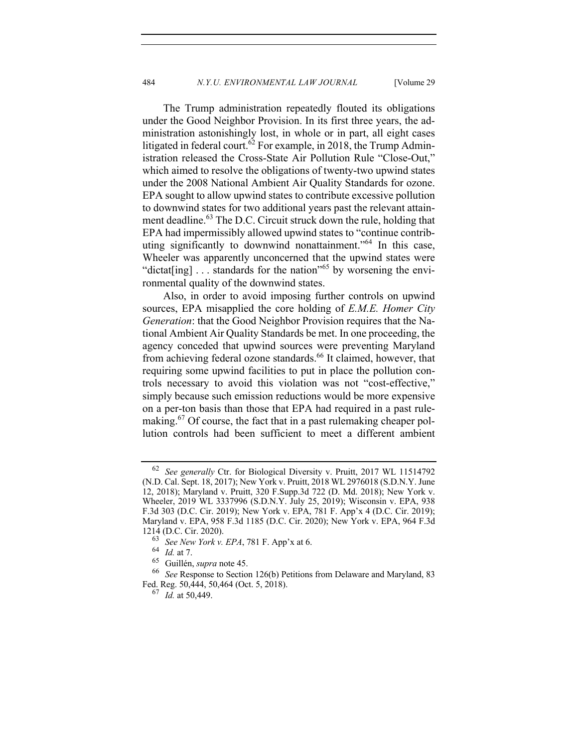The Trump administration repeatedly flouted its obligations under the Good Neighbor Provision. In its first three years, the administration astonishingly lost, in whole or in part, all eight cases litigated in federal court.[62] For example, in 2018, the Trump Administration released the Cross-State Air Pollution Rule "Close-Out," which aimed to resolve the obligations of twenty-two upwind states under the 2008 National Ambient Air Quality Standards for ozone. EPA sought to allow upwind states to contribute excessive pollution to downwind states for two additional years past the relevant attainment deadline.[63] The D.C. Circuit struck down the rule, holding that EPA had impermissibly allowed upwind states to "continue contributing significantly to downwind nonattainment."[64] In this case, Wheeler was apparently unconcerned that the upwind states were "dictat[ing] . . . standards for the nation"[65] by worsening the environmental quality of the downwind states.

Also, in order to avoid imposing further controls on upwind sources, EPA misapplied the core holding of *E.M.E. Homer City Generation*: that the Good Neighbor Provision requires that the National Ambient Air Quality Standards be met. In one proceeding, the agency conceded that upwind sources were preventing Maryland from achieving federal ozone standards.[66] It claimed, however, that requiring some upwind facilities to put in place the pollution controls necessary to avoid this violation was not "cost-effective," simply because such emission reductions would be more expensive on a per-ton basis than those that EPA had required in a past rulemaking.[67] Of course, the fact that in a past rulemaking cheaper pollution controls had been sufficient to meet a different ambient

---

[62] *See generally* Ctr. for Biological Diversity v. Pruitt, 2017 WL 11514792 (N.D. Cal. Sept. 18, 2017); New York v. Pruitt, 2018 WL 2976018 (S.D.N.Y. June 12, 2018); Maryland v. Pruitt, 320 F.Supp.3d 722 (D. Md. 2018); New York v. Wheeler, 2019 WL 3337996 (S.D.N.Y. July 25, 2019); Wisconsin v. EPA, 938 F.3d 303 (D.C. Cir. 2019); New York v. EPA, 781 F. App'x 4 (D.C. Cir. 2019); Maryland v. EPA, 958 F.3d 1185 (D.C. Cir. 2020); New York v. EPA, 964 F.3d 1214 (D.C. Cir. 2020).

[63] *See New York v. EPA*, 781 F. App'x at 6.

[64] *Id.* at 7.

[65] Guillén, *supra* note 45.

[66] *See* Response to Section 126(b) Petitions from Delaware and Maryland, 83 Fed. Reg. 50,444, 50,464 (Oct. 5, 2018).

[67] *Id.* at 50,449.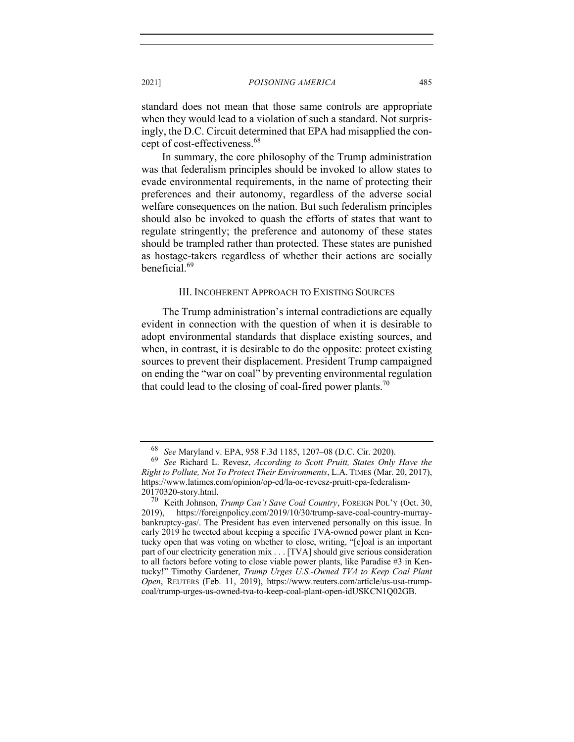standard does not mean that those same controls are appropriate when they would lead to a violation of such a standard. Not surprisingly, the D.C. Circuit determined that EPA had misapplied the concept of cost-effectiveness.[68]

In summary, the core philosophy of the Trump administration was that federalism principles should be invoked to allow states to evade environmental requirements, in the name of protecting their preferences and their autonomy, regardless of the adverse social welfare consequences on the nation. But such federalism principles should also be invoked to quash the efforts of states that want to regulate stringently; the preference and autonomy of these states should be trampled rather than protected. These states are punished as hostage-takers regardless of whether their actions are socially beneficial.[69]

## III. Incoherent Approach to Existing Sources

The Trump administration's internal contradictions are equally evident in connection with the question of when it is desirable to adopt environmental standards that displace existing sources, and when, in contrast, it is desirable to do the opposite: protect existing sources to prevent their displacement. President Trump campaigned on ending the "war on coal" by preventing environmental regulation that could lead to the closing of coal-fired power plants.[70]

---

[68] *See* Maryland v. EPA, 958 F.3d 1185, 1207–08 (D.C. Cir. 2020).

[69] *See* Richard L. Revesz, *According to Scott Pruitt, States Only Have the Right to Pollute, Not To Protect Their Environments*, L.A. TIMES (Mar. 20, 2017), https://www.latimes.com/opinion/op-ed/la-oe-revesz-pruitt-epa-federalism-20170320-story.html.

[70] Keith Johnson, *Trump Can't Save Coal Country*, FOREIGN POL'Y (Oct. 30, 2019), https://foreignpolicy.com/2019/10/30/trump-save-coal-country-murray-bankruptcy-gas/. The President has even intervened personally on this issue. In early 2019 he tweeted about keeping a specific TVA-owned power plant in Kentucky open that was voting on whether to close, writing, "[c]oal is an important part of our electricity generation mix . . . [TVA] should give serious consideration to all factors before voting to close viable power plants, like Paradise #3 in Kentucky!" Timothy Gardener, *Trump Urges U.S.-Owned TVA to Keep Coal Plant Open*, REUTERS (Feb. 11, 2019), https://www.reuters.com/article/us-usa-trump-coal/trump-urges-us-owned-tva-to-keep-coal-plant-open-idUSKCN1Q02GB.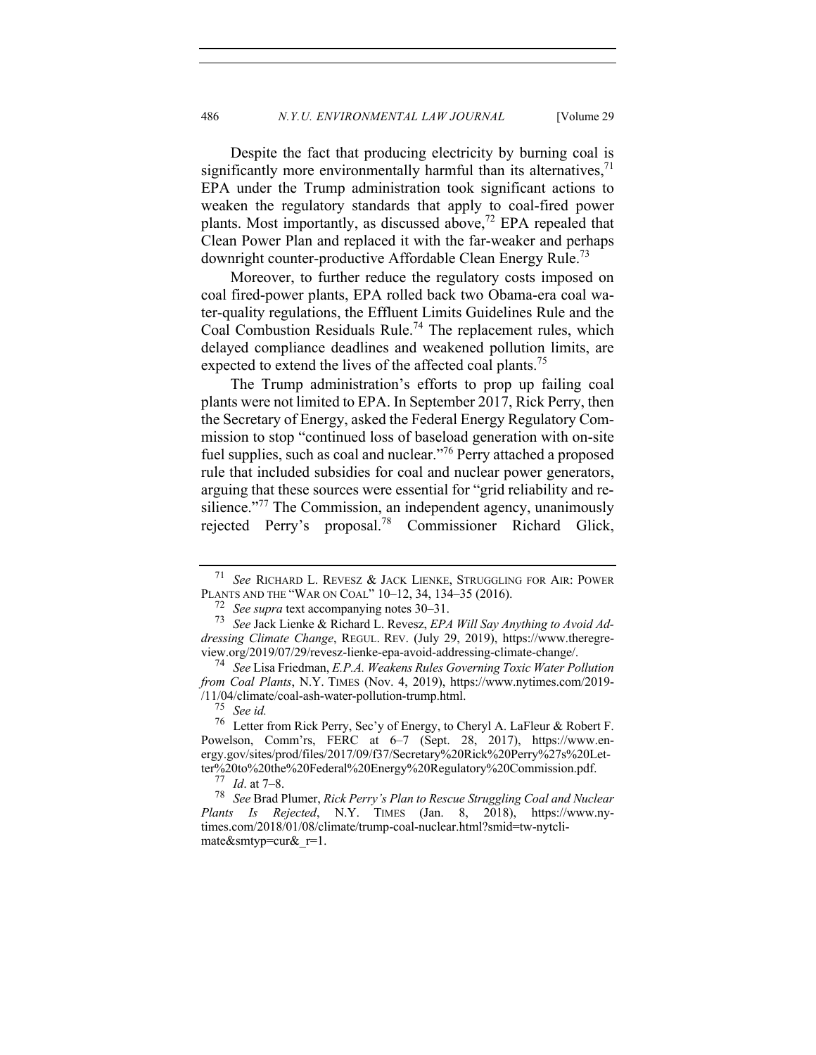Despite the fact that producing electricity by burning coal is significantly more environmentally harmful than its alternatives,[71] EPA under the Trump administration took significant actions to weaken the regulatory standards that apply to coal-fired power plants. Most importantly, as discussed above,[72] EPA repealed that Clean Power Plan and replaced it with the far-weaker and perhaps downright counter-productive Affordable Clean Energy Rule.[73]

Moreover, to further reduce the regulatory costs imposed on coal fired-power plants, EPA rolled back two Obama-era coal water-quality regulations, the Effluent Limits Guidelines Rule and the Coal Combustion Residuals Rule.[74] The replacement rules, which delayed compliance deadlines and weakened pollution limits, are expected to extend the lives of the affected coal plants.[75]

The Trump administration's efforts to prop up failing coal plants were not limited to EPA. In September 2017, Rick Perry, then the Secretary of Energy, asked the Federal Energy Regulatory Commission to stop "continued loss of baseload generation with on-site fuel supplies, such as coal and nuclear."[76] Perry attached a proposed rule that included subsidies for coal and nuclear power generators, arguing that these sources were essential for "grid reliability and resilience."[77] The Commission, an independent agency, unanimously rejected Perry's proposal.[78] Commissioner Richard Glick,

---

[71] *See* RICHARD L. REVESZ & JACK LIENKE, STRUGGLING FOR AIR: POWER PLANTS AND THE "WAR ON COAL" 10–12, 34, 134–35 (2016).

[72] *See supra* text accompanying notes 30–31.

[73] *See* Jack Lienke & Richard L. Revesz, *EPA Will Say Anything to Avoid Addressing Climate Change*, REGUL. REV. (July 29, 2019), https://www.theregreview.org/2019/07/29/revesz-lienke-epa-avoid-addressing-climate-change/.

[74] *See* Lisa Friedman, *E.P.A. Weakens Rules Governing Toxic Water Pollution from Coal Plants*, N.Y. TIMES (Nov. 4, 2019), https://www.nytimes.com/2019/11/04/climate/coal-ash-water-pollution-trump.html.

[75] *See id.*

[76] Letter from Rick Perry, Sec'y of Energy, to Cheryl A. LaFleur & Robert F. Powelson, Comm'rs, FERC at 6–7 (Sept. 28, 2017), https://www.energy.gov/sites/prod/files/2017/09/f37/Secretary%20Rick%20Perry%27s%20Letter%20to%20the%20Federal%20Energy%20Regulatory%20Commission.pdf.

[77] *Id*. at 7–8.

[78] *See* Brad Plumer, *Rick Perry's Plan to Rescue Struggling Coal and Nuclear Plants Is Rejected*, N.Y. TIMES (Jan. 8, 2018), https://www.nytimes.com/2018/01/08/climate/trump-coal-nuclear.html?smid=tw-nytclimate&smtyp=cur&_r=1.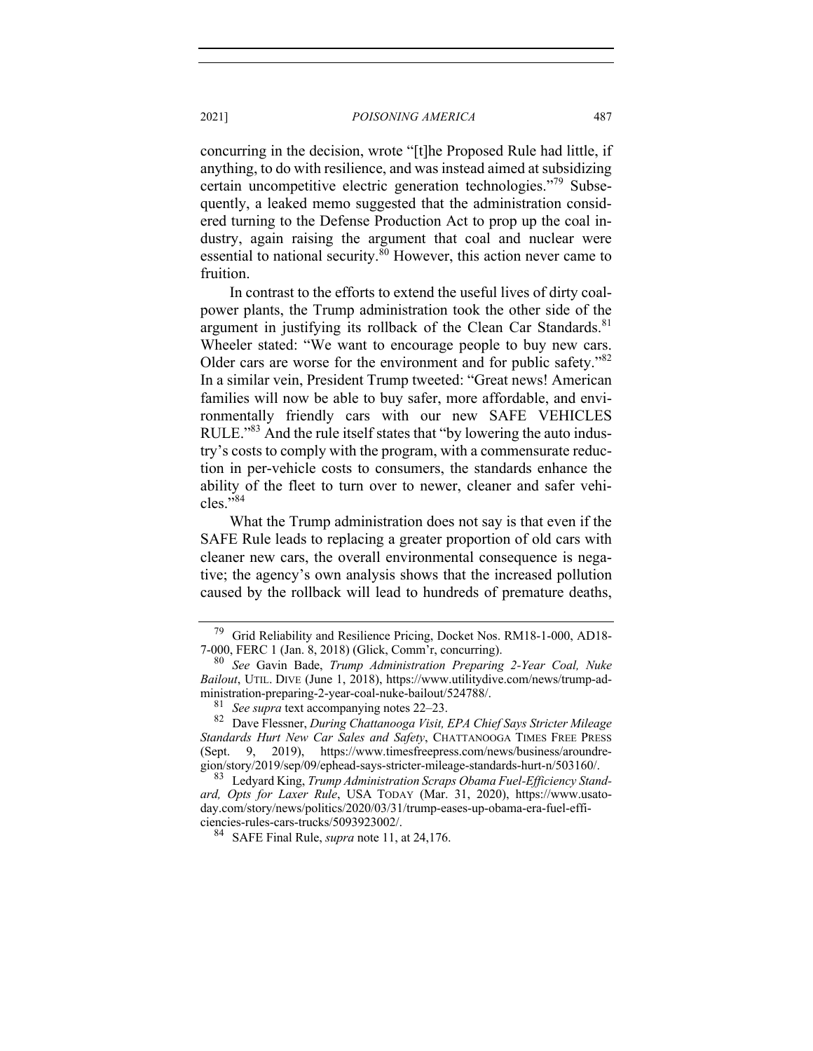concurring in the decision, wrote "[t]he Proposed Rule had little, if anything, to do with resilience, and was instead aimed at subsidizing certain uncompetitive electric generation technologies."[79] Subsequently, a leaked memo suggested that the administration considered turning to the Defense Production Act to prop up the coal industry, again raising the argument that coal and nuclear were essential to national security.[80] However, this action never came to fruition.

In contrast to the efforts to extend the useful lives of dirty coal-power plants, the Trump administration took the other side of the argument in justifying its rollback of the Clean Car Standards.[81] Wheeler stated: "We want to encourage people to buy new cars. Older cars are worse for the environment and for public safety."[82] In a similar vein, President Trump tweeted: "Great news! American families will now be able to buy safer, more affordable, and environmentally friendly cars with our new SAFE VEHICLES RULE."[83] And the rule itself states that "by lowering the auto industry's costs to comply with the program, with a commensurate reduction in per-vehicle costs to consumers, the standards enhance the ability of the fleet to turn over to newer, cleaner and safer vehicles."[84]

What the Trump administration does not say is that even if the SAFE Rule leads to replacing a greater proportion of old cars with cleaner new cars, the overall environmental consequence is negative; the agency's own analysis shows that the increased pollution caused by the rollback will lead to hundreds of premature deaths,

---

79 Grid Reliability and Resilience Pricing, Docket Nos. RM18-1-000, AD18-7-000, FERC 1 (Jan. 8, 2018) (Glick, Comm'r, concurring).

80 *See* Gavin Bade, *Trump Administration Preparing 2-Year Coal, Nuke Bailout*, UTIL. DIVE (June 1, 2018), https://www.utilitydive.com/news/trump-administration-preparing-2-year-coal-nuke-bailout/524788/.

81 *See supra* text accompanying notes 22–23.

82 Dave Flessner, *During Chattanooga Visit, EPA Chief Says Stricter Mileage Standards Hurt New Car Sales and Safety*, CHATTANOOGA TIMES FREE PRESS (Sept. 9, 2019), https://www.timesfreepress.com/news/business/aroundregion/story/2019/sep/09/ephead-says-stricter-mileage-standards-hurt-n/503160/.

83 Ledyard King, *Trump Administration Scraps Obama Fuel-Efficiency Standard, Opts for Laxer Rule*, USA TODAY (Mar. 31, 2020), https://www.usatoday.com/story/news/politics/2020/03/31/trump-eases-up-obama-era-fuel-efficiencies-rules-cars-trucks/5093923002/.

84 SAFE Final Rule, *supra* note 11, at 24,176.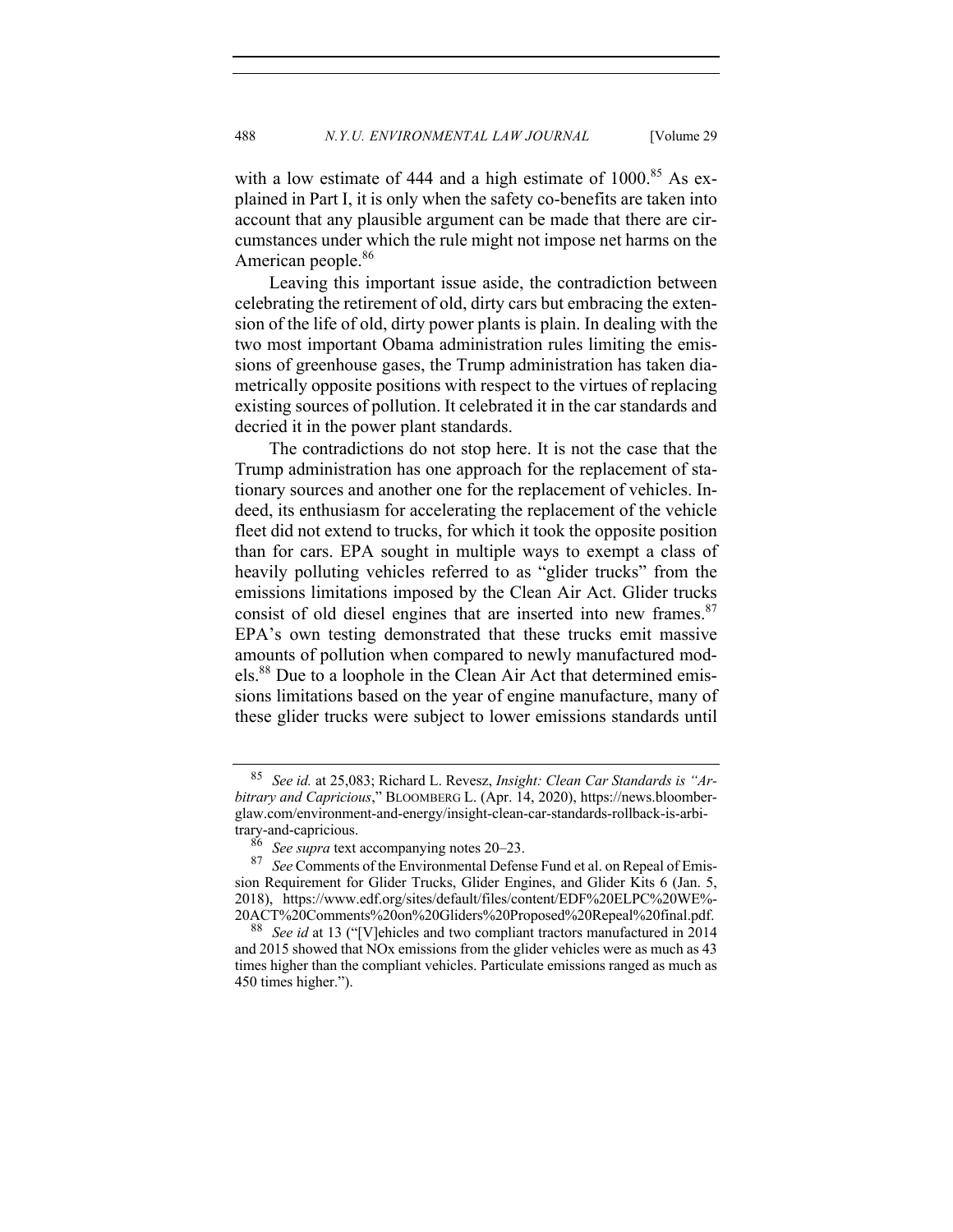with a low estimate of 444 and a high estimate of 1000.[85] As explained in Part I, it is only when the safety co-benefits are taken into account that any plausible argument can be made that there are circumstances under which the rule might not impose net harms on the American people.[86]

Leaving this important issue aside, the contradiction between celebrating the retirement of old, dirty cars but embracing the extension of the life of old, dirty power plants is plain. In dealing with the two most important Obama administration rules limiting the emissions of greenhouse gases, the Trump administration has taken diametrically opposite positions with respect to the virtues of replacing existing sources of pollution. It celebrated it in the car standards and decried it in the power plant standards.

The contradictions do not stop here. It is not the case that the Trump administration has one approach for the replacement of stationary sources and another one for the replacement of vehicles. Indeed, its enthusiasm for accelerating the replacement of the vehicle fleet did not extend to trucks, for which it took the opposite position than for cars. EPA sought in multiple ways to exempt a class of heavily polluting vehicles referred to as "glider trucks" from the emissions limitations imposed by the Clean Air Act. Glider trucks consist of old diesel engines that are inserted into new frames.[87] EPA's own testing demonstrated that these trucks emit massive amounts of pollution when compared to newly manufactured models.[88] Due to a loophole in the Clean Air Act that determined emissions limitations based on the year of engine manufacture, many of these glider trucks were subject to lower emissions standards until

---

[85] *See id.* at 25,083; Richard L. Revesz, *Insight: Clean Car Standards is "Arbitrary and Capricious*," BLOOMBERG L. (Apr. 14, 2020), https://news.bloomberglaw.com/environment-and-energy/insight-clean-car-standards-rollback-is-arbitrary-and-capricious.

[86] *See supra* text accompanying notes 20–23.

[87] *See* Comments of the Environmental Defense Fund et al. on Repeal of Emission Requirement for Glider Trucks, Glider Engines, and Glider Kits 6 (Jan. 5, 2018), https://www.edf.org/sites/default/files/content/EDF%20ELPC%20WE%20ACT%20Comments%20on%20Gliders%20Proposed%20Repeal%20final.pdf.

[88] *See id* at 13 ("[V]ehicles and two compliant tractors manufactured in 2014 and 2015 showed that NOx emissions from the glider vehicles were as much as 43 times higher than the compliant vehicles. Particulate emissions ranged as much as 450 times higher.").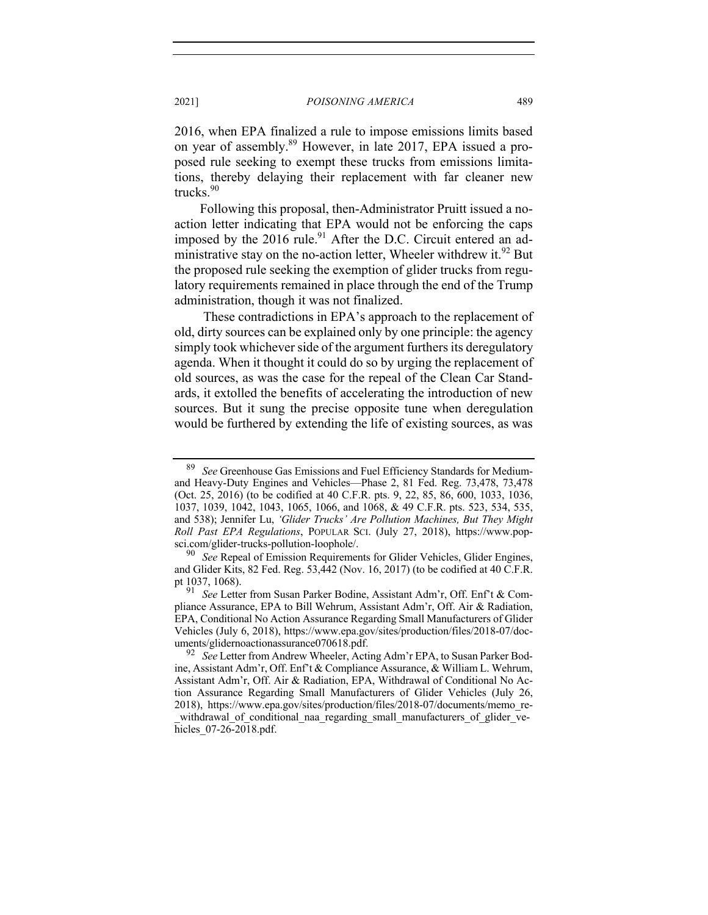2016, when EPA finalized a rule to impose emissions limits based on year of assembly.[89] However, in late 2017, EPA issued a proposed rule seeking to exempt these trucks from emissions limitations, thereby delaying their replacement with far cleaner new trucks.[90]

Following this proposal, then-Administrator Pruitt issued a no-action letter indicating that EPA would not be enforcing the caps imposed by the 2016 rule.[91] After the D.C. Circuit entered an administrative stay on the no-action letter, Wheeler withdrew it.[92] But the proposed rule seeking the exemption of glider trucks from regulatory requirements remained in place through the end of the Trump administration, though it was not finalized.

These contradictions in EPA's approach to the replacement of old, dirty sources can be explained only by one principle: the agency simply took whichever side of the argument furthers its deregulatory agenda. When it thought it could do so by urging the replacement of old sources, as was the case for the repeal of the Clean Car Standards, it extolled the benefits of accelerating the introduction of new sources. But it sung the precise opposite tune when deregulation would be furthered by extending the life of existing sources, as was

---

[89] *See* Greenhouse Gas Emissions and Fuel Efficiency Standards for Medium-and Heavy-Duty Engines and Vehicles—Phase 2, 81 Fed. Reg. 73,478, 73,478 (Oct. 25, 2016) (to be codified at 40 C.F.R. pts. 9, 22, 85, 86, 600, 1033, 1036, 1037, 1039, 1042, 1043, 1065, 1066, and 1068, & 49 C.F.R. pts. 523, 534, 535, and 538); Jennifer Lu, *'Glider Trucks' Are Pollution Machines, But They Might Roll Past EPA Regulations*, POPULAR SCI. (July 27, 2018), https://www.popsci.com/glider-trucks-pollution-loophole/.

[90] *See* Repeal of Emission Requirements for Glider Vehicles, Glider Engines, and Glider Kits, 82 Fed. Reg. 53,442 (Nov. 16, 2017) (to be codified at 40 C.F.R. pt 1037, 1068).

[91] *See* Letter from Susan Parker Bodine, Assistant Adm'r, Off. Enf't & Compliance Assurance, EPA to Bill Wehrum, Assistant Adm'r, Off. Air & Radiation, EPA, Conditional No Action Assurance Regarding Small Manufacturers of Glider Vehicles (July 6, 2018), https://www.epa.gov/sites/production/files/2018-07/documents/glidernoactionassurance070618.pdf.

[92] *See* Letter from Andrew Wheeler, Acting Adm'r EPA, to Susan Parker Bodine, Assistant Adm'r, Off. Enf't & Compliance Assurance, & William L. Wehrum, Assistant Adm'r, Off. Air & Radiation, EPA, Withdrawal of Conditional No Action Assurance Regarding Small Manufacturers of Glider Vehicles (July 26, 2018), https://www.epa.gov/sites/production/files/2018-07/documents/memo_re_withdrawal_of_conditional_naa_regarding_small_manufacturers_of_glider_vehicles_07-26-2018.pdf.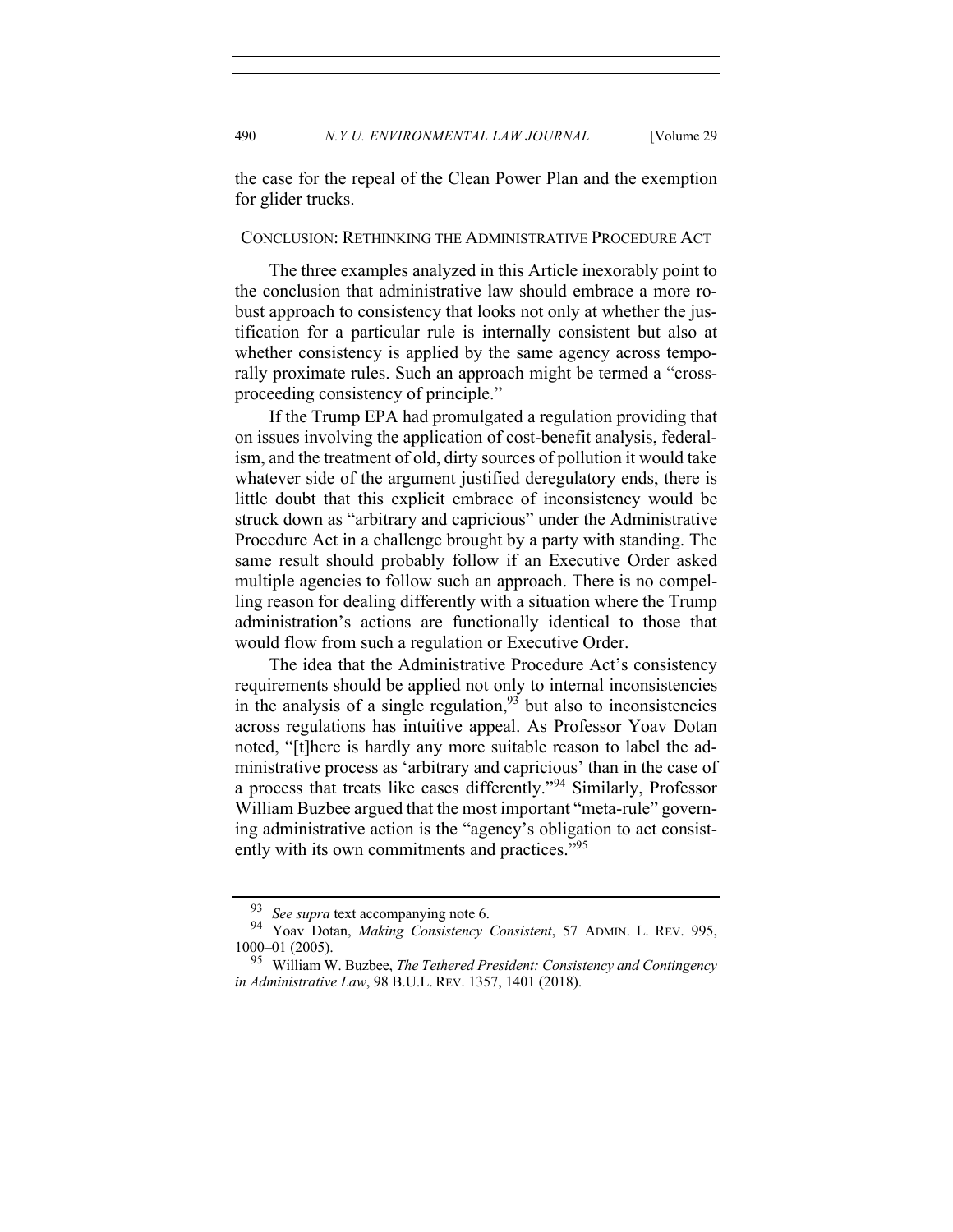the case for the repeal of the Clean Power Plan and the exemption for glider trucks.

## CONCLUSION: RETHINKING THE ADMINISTRATIVE PROCEDURE ACT

The three examples analyzed in this Article inexorably point to the conclusion that administrative law should embrace a more robust approach to consistency that looks not only at whether the justification for a particular rule is internally consistent but also at whether consistency is applied by the same agency across temporally proximate rules. Such an approach might be termed a "cross-proceeding consistency of principle."

If the Trump EPA had promulgated a regulation providing that on issues involving the application of cost-benefit analysis, federalism, and the treatment of old, dirty sources of pollution it would take whatever side of the argument justified deregulatory ends, there is little doubt that this explicit embrace of inconsistency would be struck down as "arbitrary and capricious" under the Administrative Procedure Act in a challenge brought by a party with standing. The same result should probably follow if an Executive Order asked multiple agencies to follow such an approach. There is no compelling reason for dealing differently with a situation where the Trump administration's actions are functionally identical to those that would flow from such a regulation or Executive Order.

The idea that the Administrative Procedure Act's consistency requirements should be applied not only to internal inconsistencies in the analysis of a single regulation,[93] but also to inconsistencies across regulations has intuitive appeal. As Professor Yoav Dotan noted, "[t]here is hardly any more suitable reason to label the administrative process as 'arbitrary and capricious' than in the case of a process that treats like cases differently."[94] Similarly, Professor William Buzbee argued that the most important "meta-rule" governing administrative action is the "agency's obligation to act consistently with its own commitments and practices."[95]

---

[93] *See supra* text accompanying note 6.

[94] Yoav Dotan, *Making Consistency Consistent*, 57 ADMIN. L. REV. 995, 1000–01 (2005).

[95] William W. Buzbee, *The Tethered President: Consistency and Contingency in Administrative Law*, 98 B.U.L. REV. 1357, 1401 (2018).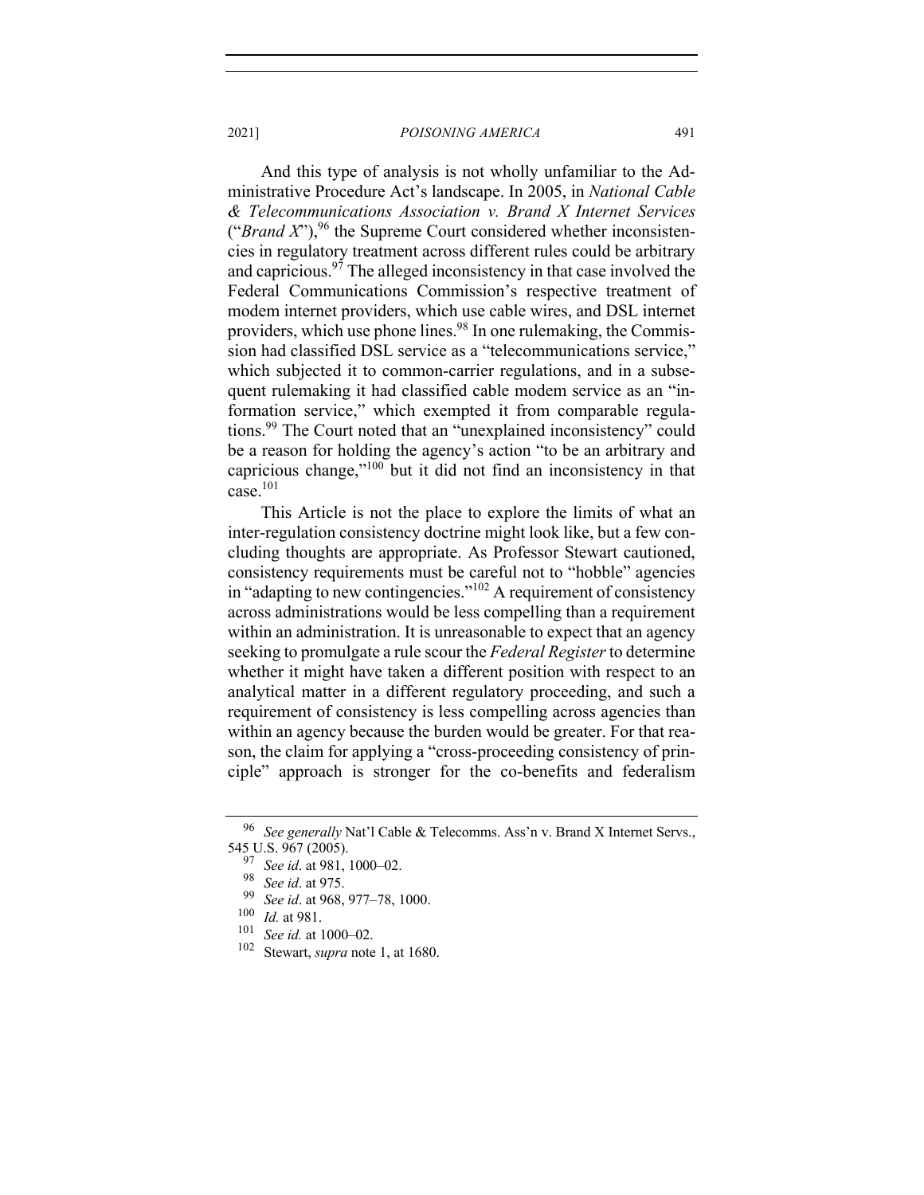And this type of analysis is not wholly unfamiliar to the Administrative Procedure Act's landscape. In 2005, in *National Cable & Telecommunications Association v. Brand X Internet Services* ("*Brand X*"),[96] the Supreme Court considered whether inconsistencies in regulatory treatment across different rules could be arbitrary and capricious.[97] The alleged inconsistency in that case involved the Federal Communications Commission's respective treatment of modem internet providers, which use cable wires, and DSL internet providers, which use phone lines.[98] In one rulemaking, the Commission had classified DSL service as a "telecommunications service," which subjected it to common-carrier regulations, and in a subsequent rulemaking it had classified cable modem service as an "information service," which exempted it from comparable regulations.[99] The Court noted that an "unexplained inconsistency" could be a reason for holding the agency's action "to be an arbitrary and capricious change,"[100] but it did not find an inconsistency in that case.[101]

This Article is not the place to explore the limits of what an inter-regulation consistency doctrine might look like, but a few concluding thoughts are appropriate. As Professor Stewart cautioned, consistency requirements must be careful not to "hobble" agencies in "adapting to new contingencies."[102] A requirement of consistency across administrations would be less compelling than a requirement within an administration. It is unreasonable to expect that an agency seeking to promulgate a rule scour the *Federal Register* to determine whether it might have taken a different position with respect to an analytical matter in a different regulatory proceeding, and such a requirement of consistency is less compelling across agencies than within an agency because the burden would be greater. For that reason, the claim for applying a "cross-proceeding consistency of principle" approach is stronger for the co-benefits and federalism

---

[96] *See generally* Nat'l Cable & Telecomms. Ass'n v. Brand X Internet Servs., 545 U.S. 967 (2005).

[97] *See id*. at 981, 1000–02.

[98] *See id*. at 975.

[99] *See id*. at 968, 977–78, 1000.

[100] *Id.* at 981.

[101] *See id.* at 1000–02.

[102] Stewart, *supra* note 1, at 1680.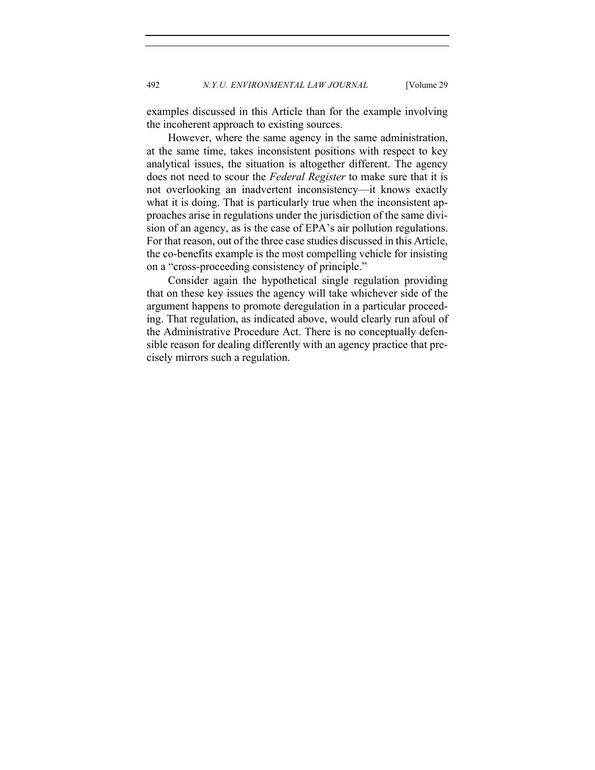examples discussed in this Article than for the example involving the incoherent approach to existing sources.

However, where the same agency in the same administration, at the same time, takes inconsistent positions with respect to key analytical issues, the situation is altogether different. The agency does not need to scour the *Federal Register* to make sure that it is not overlooking an inadvertent inconsistency—it knows exactly what it is doing. That is particularly true when the inconsistent approaches arise in regulations under the jurisdiction of the same division of an agency, as is the case of EPA's air pollution regulations. For that reason, out of the three case studies discussed in this Article, the co-benefits example is the most compelling vehicle for insisting on a "cross-proceeding consistency of principle."

Consider again the hypothetical single regulation providing that on these key issues the agency will take whichever side of the argument happens to promote deregulation in a particular proceeding. That regulation, as indicated above, would clearly run afoul of the Administrative Procedure Act. There is no conceptually defensible reason for dealing differently with an agency practice that precisely mirrors such a regulation.